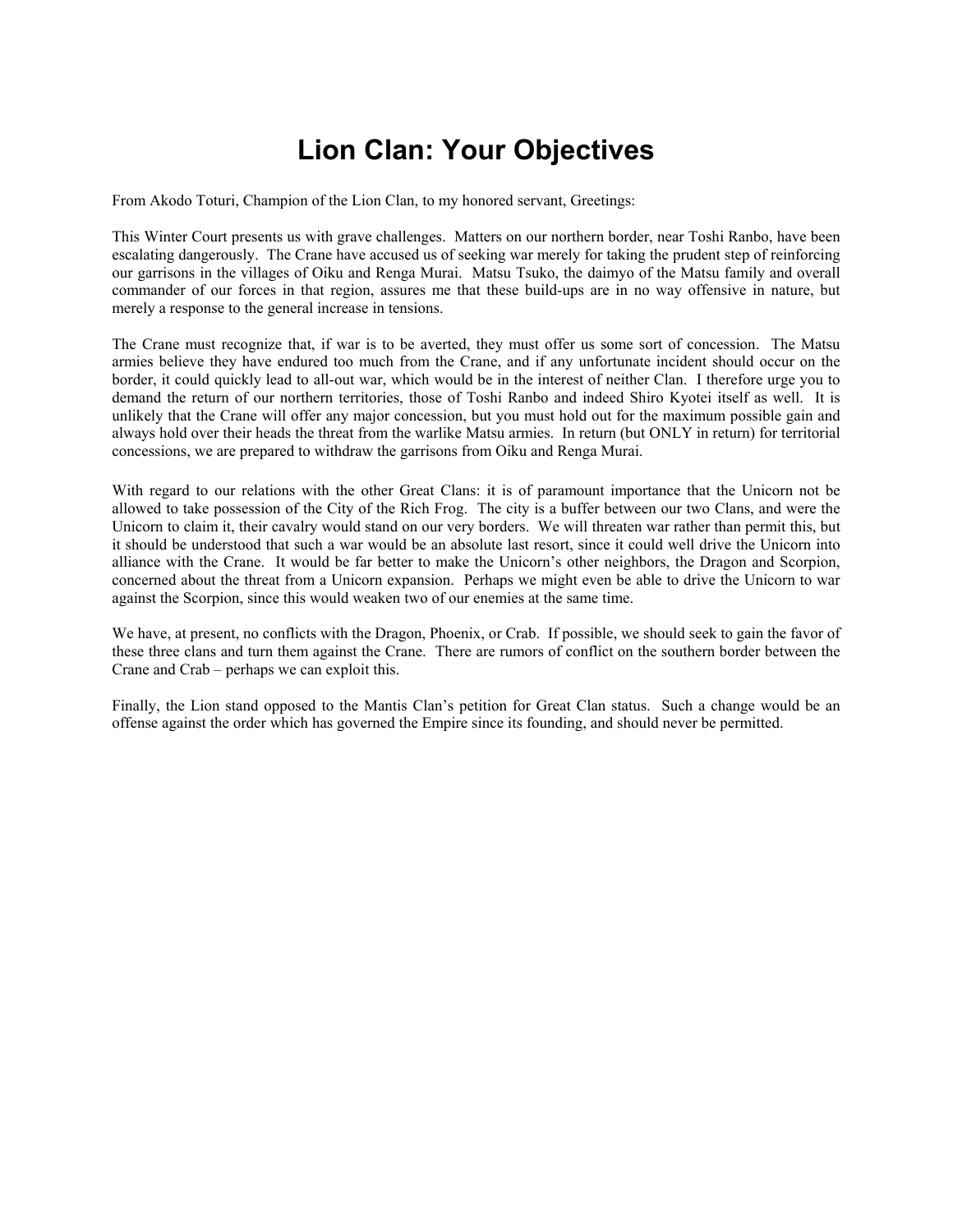# Lion Clan: Your Objectives

From Akodo Toturi, Champion of the Lion Clan, to my honored servant, Greetings:

This Winter Court presents us with grave challenges. Matters on our northern border, near Toshi Ranbo, have been escalating dangerously. The Crane have accused us of seeking war merely for taking the prudent step of reinforcing our garrisons in the villages of Oiku and Renga Murai. Matsu Tsuko, the daimyo of the Matsu family and overall commander of our forces in that region, assures me that these build-ups are in no way offensive in nature, but merely a response to the general increase in tensions.

The Crane must recognize that, if war is to be averted, they must offer us some sort of concession. The Matsu armies believe they have endured too much from the Crane, and if any unfortunate incident should occur on the border, it could quickly lead to all-out war, which would be in the interest of neither Clan. I therefore urge you to demand the return of our northern territories, those of Toshi Ranbo and indeed Shiro Kyotei itself as well. It is unlikely that the Crane will offer any major concession, but you must hold out for the maximum possible gain and always hold over their heads the threat from the warlike Matsu armies. In return (but ONLY in return) for territorial concessions, we are prepared to withdraw the garrisons from Oiku and Renga Murai.

With regard to our relations with the other Great Clans: it is of paramount importance that the Unicorn not be allowed to take possession of the City of the Rich Frog. The city is a buffer between our two Clans, and were the Unicorn to claim it, their cavalry would stand on our very borders. We will threaten war rather than permit this, but it should be understood that such a war would be an absolute last resort, since it could well drive the Unicorn into alliance with the Crane. It would be far better to make the Unicorn's other neighbors, the Dragon and Scorpion, concerned about the threat from a Unicorn expansion. Perhaps we might even be able to drive the Unicorn to war against the Scorpion, since this would weaken two of our enemies at the same time.

We have, at present, no conflicts with the Dragon, Phoenix, or Crab. If possible, we should seek to gain the favor of these three clans and turn them against the Crane. There are rumors of conflict on the southern border between the Crane and Crab – perhaps we can exploit this.

Finally, the Lion stand opposed to the Mantis Clan's petition for Great Clan status. Such a change would be an offense against the order which has governed the Empire since its founding, and should never be permitted.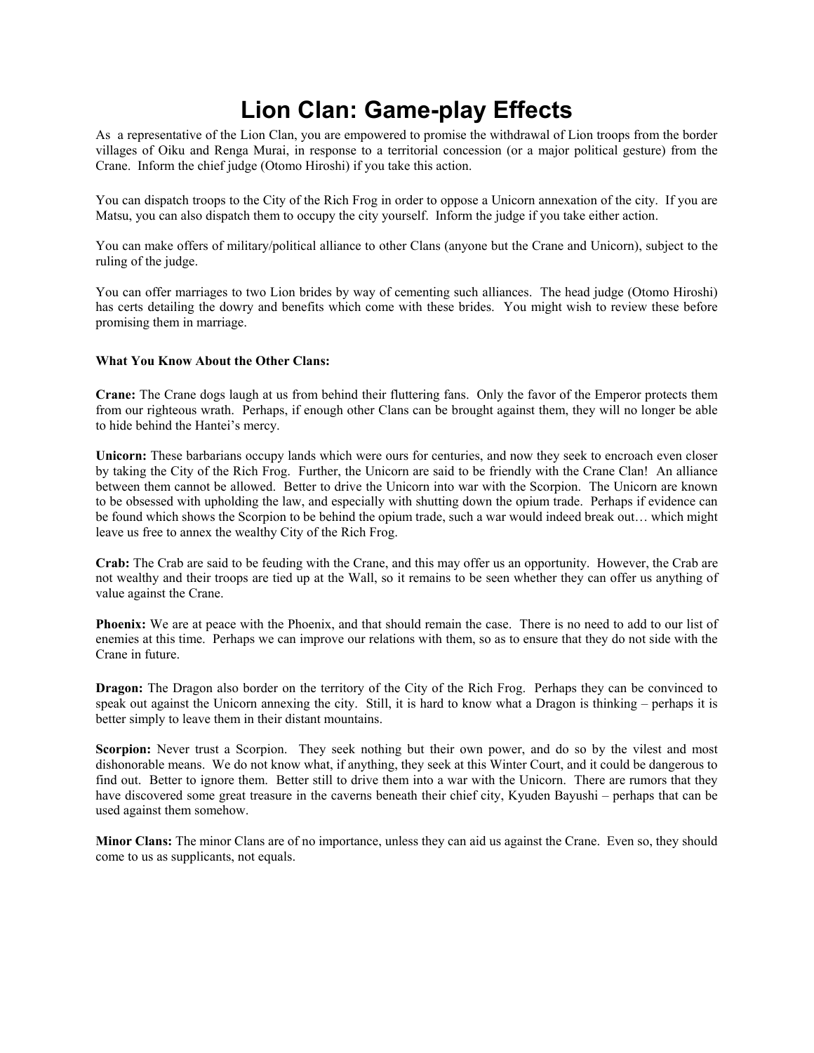# Lion Clan: Game-play Effects

As a representative of the Lion Clan, you are empowered to promise the withdrawal of Lion troops from the border villages of Oiku and Renga Murai, in response to a territorial concession (or a major political gesture) from the Crane. Inform the chief judge (Otomo Hiroshi) if you take this action.

You can dispatch troops to the City of the Rich Frog in order to oppose a Unicorn annexation of the city. If you are Matsu, you can also dispatch them to occupy the city yourself. Inform the judge if you take either action.

You can make offers of military/political alliance to other Clans (anyone but the Crane and Unicorn), subject to the ruling of the judge.

You can offer marriages to two Lion brides by way of cementing such alliances. The head judge (Otomo Hiroshi) has certs detailing the dowry and benefits which come with these brides. You might wish to review these before promising them in marriage.

**What You Know About the Other Clans:**

**Crane:** The Crane dogs laugh at us from behind their fluttering fans. Only the favor of the Emperor protects them from our righteous wrath. Perhaps, if enough other Clans can be brought against them, they will no longer be able to hide behind the Hantei's mercy.

**Unicorn:** These barbarians occupy lands which were ours for centuries, and now they seek to encroach even closer by taking the City of the Rich Frog. Further, the Unicorn are said to be friendly with the Crane Clan! An alliance between them cannot be allowed. Better to drive the Unicorn into war with the Scorpion. The Unicorn are known to be obsessed with upholding the law, and especially with shutting down the opium trade. Perhaps if evidence can be found which shows the Scorpion to be behind the opium trade, such a war would indeed break out… which might leave us free to annex the wealthy City of the Rich Frog.

**Crab:** The Crab are said to be feuding with the Crane, and this may offer us an opportunity. However, the Crab are not wealthy and their troops are tied up at the Wall, so it remains to be seen whether they can offer us anything of value against the Crane.

**Phoenix:** We are at peace with the Phoenix, and that should remain the case. There is no need to add to our list of enemies at this time. Perhaps we can improve our relations with them, so as to ensure that they do not side with the Crane in future.

**Dragon:** The Dragon also border on the territory of the City of the Rich Frog. Perhaps they can be convinced to speak out against the Unicorn annexing the city. Still, it is hard to know what a Dragon is thinking – perhaps it is better simply to leave them in their distant mountains.

**Scorpion:** Never trust a Scorpion. They seek nothing but their own power, and do so by the vilest and most dishonorable means. We do not know what, if anything, they seek at this Winter Court, and it could be dangerous to find out. Better to ignore them. Better still to drive them into a war with the Unicorn. There are rumors that they have discovered some great treasure in the caverns beneath their chief city, Kyuden Bayushi – perhaps that can be used against them somehow.

**Minor Clans:** The minor Clans are of no importance, unless they can aid us against the Crane. Even so, they should come to us as supplicants, not equals.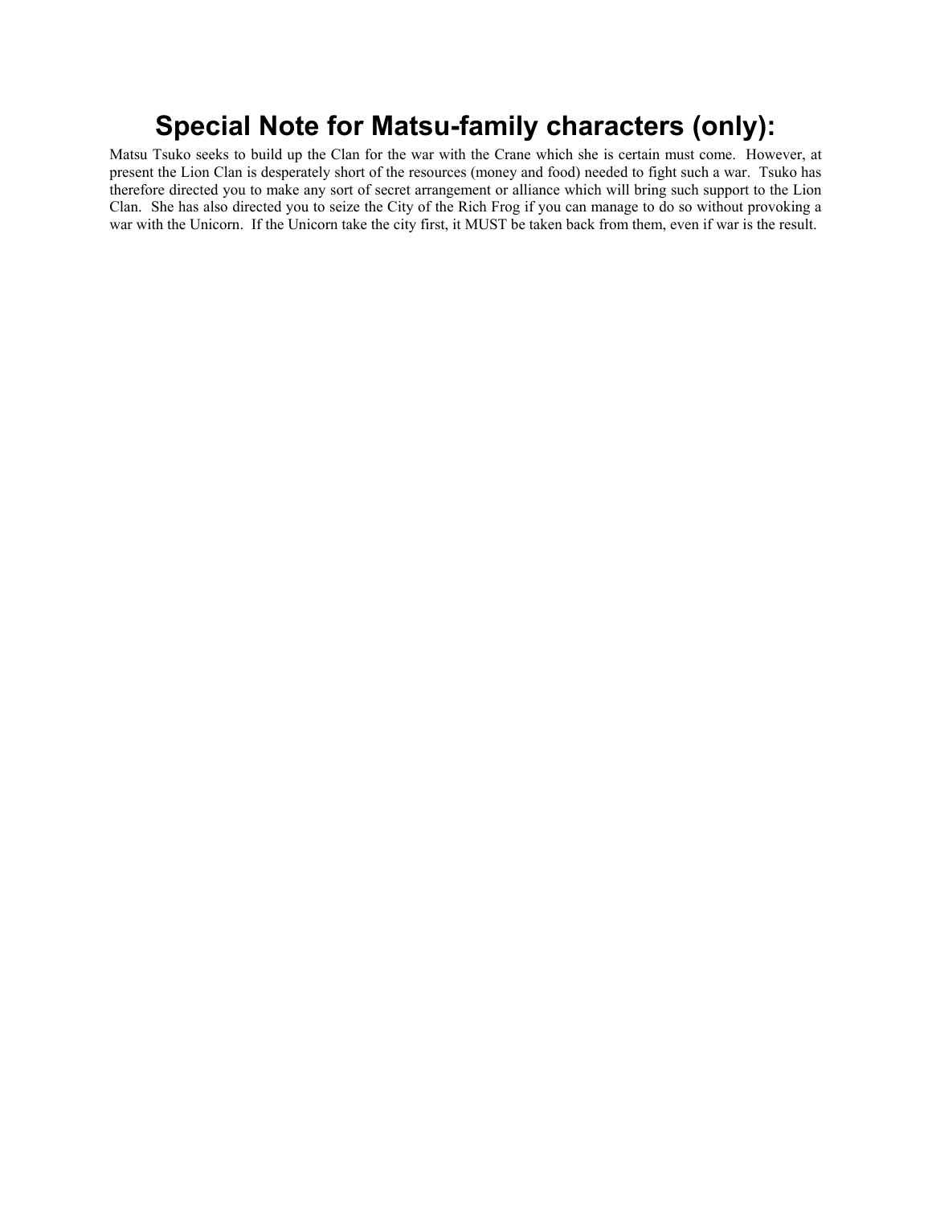# Special Note for Matsu-family characters (only):

Matsu Tsuko seeks to build up the Clan for the war with the Crane which she is certain must come. However, at present the Lion Clan is desperately short of the resources (money and food) needed to fight such a war. Tsuko has therefore directed you to make any sort of secret arrangement or alliance which will bring such support to the Lion Clan. She has also directed you to seize the City of the Rich Frog if you can manage to do so without provoking a war with the Unicorn. If the Unicorn take the city first, it MUST be taken back from them, even if war is the result.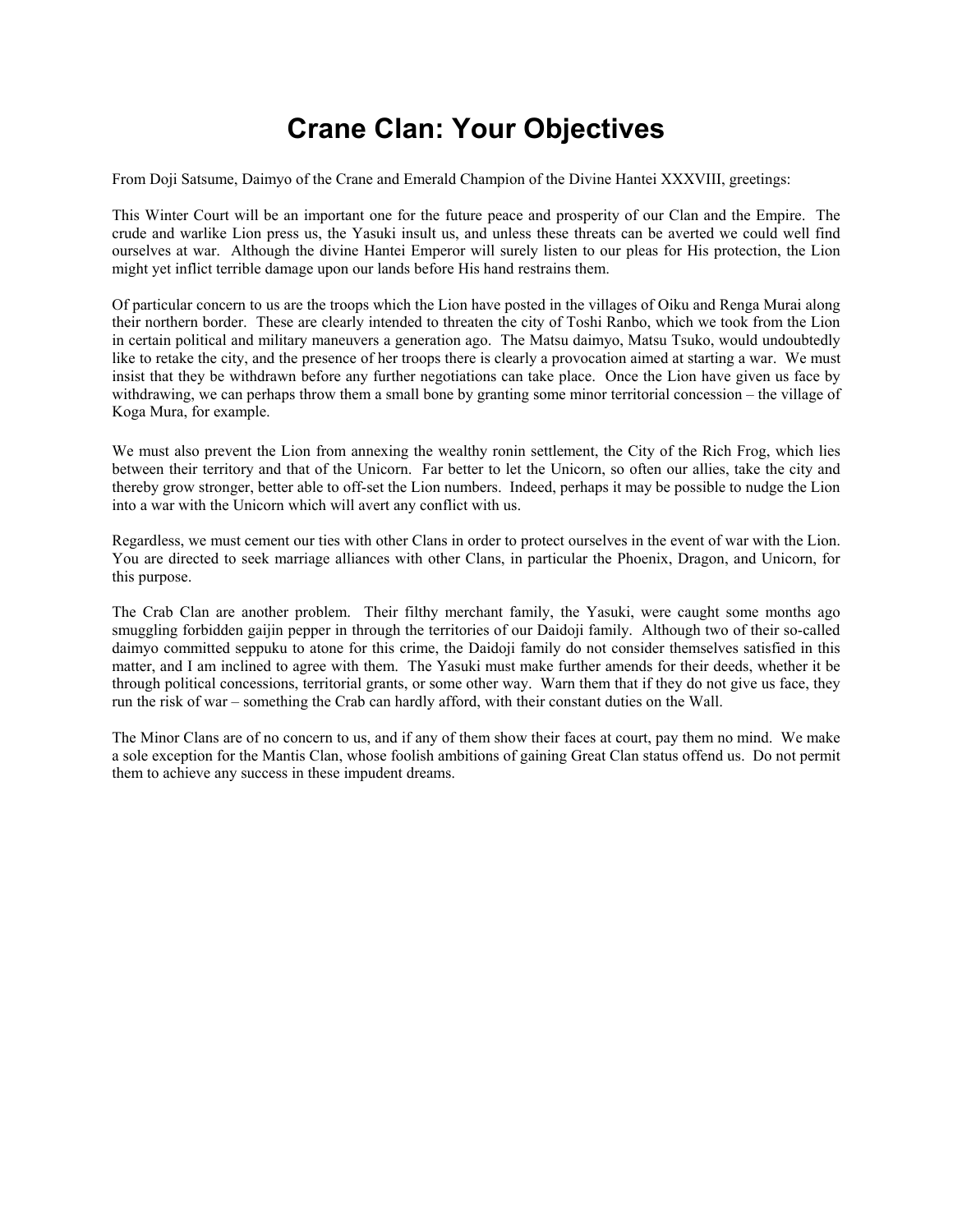# Crane Clan: Your Objectives

From Doji Satsume, Daimyo of the Crane and Emerald Champion of the Divine Hantei XXXVIII, greetings:

This Winter Court will be an important one for the future peace and prosperity of our Clan and the Empire. The crude and warlike Lion press us, the Yasuki insult us, and unless these threats can be averted we could well find ourselves at war. Although the divine Hantei Emperor will surely listen to our pleas for His protection, the Lion might yet inflict terrible damage upon our lands before His hand restrains them.

Of particular concern to us are the troops which the Lion have posted in the villages of Oiku and Renga Murai along their northern border. These are clearly intended to threaten the city of Toshi Ranbo, which we took from the Lion in certain political and military maneuvers a generation ago. The Matsu daimyo, Matsu Tsuko, would undoubtedly like to retake the city, and the presence of her troops there is clearly a provocation aimed at starting a war. We must insist that they be withdrawn before any further negotiations can take place. Once the Lion have given us face by withdrawing, we can perhaps throw them a small bone by granting some minor territorial concession – the village of Koga Mura, for example.

We must also prevent the Lion from annexing the wealthy ronin settlement, the City of the Rich Frog, which lies between their territory and that of the Unicorn. Far better to let the Unicorn, so often our allies, take the city and thereby grow stronger, better able to off-set the Lion numbers. Indeed, perhaps it may be possible to nudge the Lion into a war with the Unicorn which will avert any conflict with us.

Regardless, we must cement our ties with other Clans in order to protect ourselves in the event of war with the Lion. You are directed to seek marriage alliances with other Clans, in particular the Phoenix, Dragon, and Unicorn, for this purpose.

The Crab Clan are another problem. Their filthy merchant family, the Yasuki, were caught some months ago smuggling forbidden gaijin pepper in through the territories of our Daidoji family. Although two of their so-called daimyo committed seppuku to atone for this crime, the Daidoji family do not consider themselves satisfied in this matter, and I am inclined to agree with them. The Yasuki must make further amends for their deeds, whether it be through political concessions, territorial grants, or some other way. Warn them that if they do not give us face, they run the risk of war – something the Crab can hardly afford, with their constant duties on the Wall.

The Minor Clans are of no concern to us, and if any of them show their faces at court, pay them no mind. We make a sole exception for the Mantis Clan, whose foolish ambitions of gaining Great Clan status offend us. Do not permit them to achieve any success in these impudent dreams.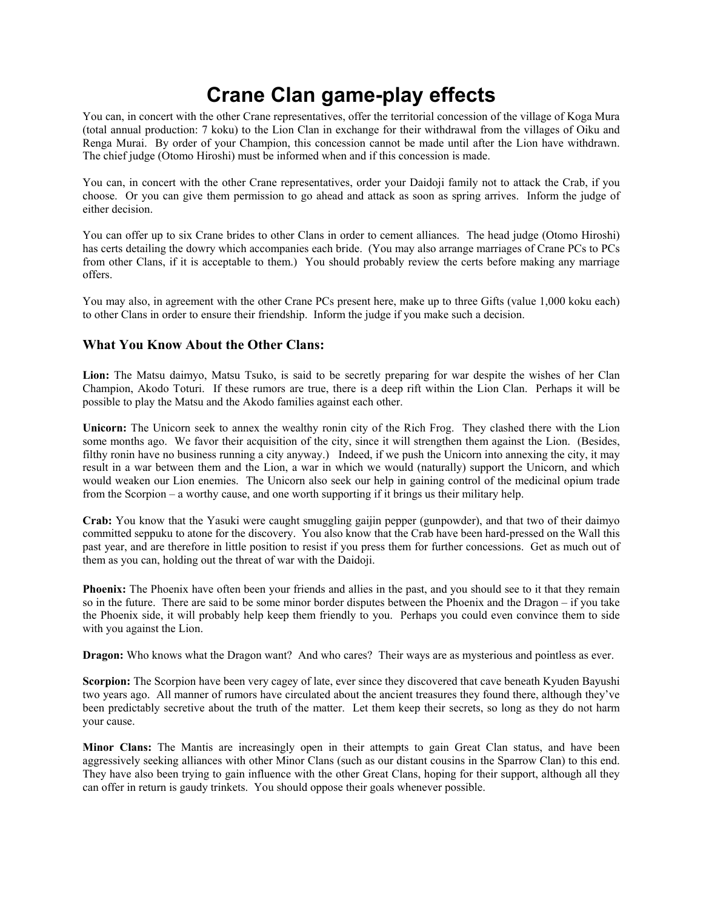# Crane Clan game-play effects

You can, in concert with the other Crane representatives, offer the territorial concession of the village of Koga Mura (total annual production: 7 koku) to the Lion Clan in exchange for their withdrawal from the villages of Oiku and Renga Murai. By order of your Champion, this concession cannot be made until after the Lion have withdrawn. The chief judge (Otomo Hiroshi) must be informed when and if this concession is made.

You can, in concert with the other Crane representatives, order your Daidoji family not to attack the Crab, if you choose. Or you can give them permission to go ahead and attack as soon as spring arrives. Inform the judge of either decision.

You can offer up to six Crane brides to other Clans in order to cement alliances. The head judge (Otomo Hiroshi) has certs detailing the dowry which accompanies each bride. (You may also arrange marriages of Crane PCs to PCs from other Clans, if it is acceptable to them.) You should probably review the certs before making any marriage offers.

You may also, in agreement with the other Crane PCs present here, make up to three Gifts (value 1,000 koku each) to other Clans in order to ensure their friendship. Inform the judge if you make such a decision.

### What You Know About the Other Clans:

**Lion:** The Matsu daimyo, Matsu Tsuko, is said to be secretly preparing for war despite the wishes of her Clan Champion, Akodo Toturi. If these rumors are true, there is a deep rift within the Lion Clan. Perhaps it will be possible to play the Matsu and the Akodo families against each other.

**Unicorn:** The Unicorn seek to annex the wealthy ronin city of the Rich Frog. They clashed there with the Lion some months ago. We favor their acquisition of the city, since it will strengthen them against the Lion. (Besides, filthy ronin have no business running a city anyway.) Indeed, if we push the Unicorn into annexing the city, it may result in a war between them and the Lion, a war in which we would (naturally) support the Unicorn, and which would weaken our Lion enemies. The Unicorn also seek our help in gaining control of the medicinal opium trade from the Scorpion – a worthy cause, and one worth supporting if it brings us their military help.

**Crab:** You know that the Yasuki were caught smuggling gaijin pepper (gunpowder), and that two of their daimyo committed seppuku to atone for the discovery. You also know that the Crab have been hard-pressed on the Wall this past year, and are therefore in little position to resist if you press them for further concessions. Get as much out of them as you can, holding out the threat of war with the Daidoji.

**Phoenix:** The Phoenix have often been your friends and allies in the past, and you should see to it that they remain so in the future. There are said to be some minor border disputes between the Phoenix and the Dragon – if you take the Phoenix side, it will probably help keep them friendly to you. Perhaps you could even convince them to side with you against the Lion.

**Dragon:** Who knows what the Dragon want? And who cares? Their ways are as mysterious and pointless as ever.

**Scorpion:** The Scorpion have been very cagey of late, ever since they discovered that cave beneath Kyuden Bayushi two years ago. All manner of rumors have circulated about the ancient treasures they found there, although they've been predictably secretive about the truth of the matter. Let them keep their secrets, so long as they do not harm your cause.

**Minor Clans:** The Mantis are increasingly open in their attempts to gain Great Clan status, and have been aggressively seeking alliances with other Minor Clans (such as our distant cousins in the Sparrow Clan) to this end. They have also been trying to gain influence with the other Great Clans, hoping for their support, although all they can offer in return is gaudy trinkets. You should oppose their goals whenever possible.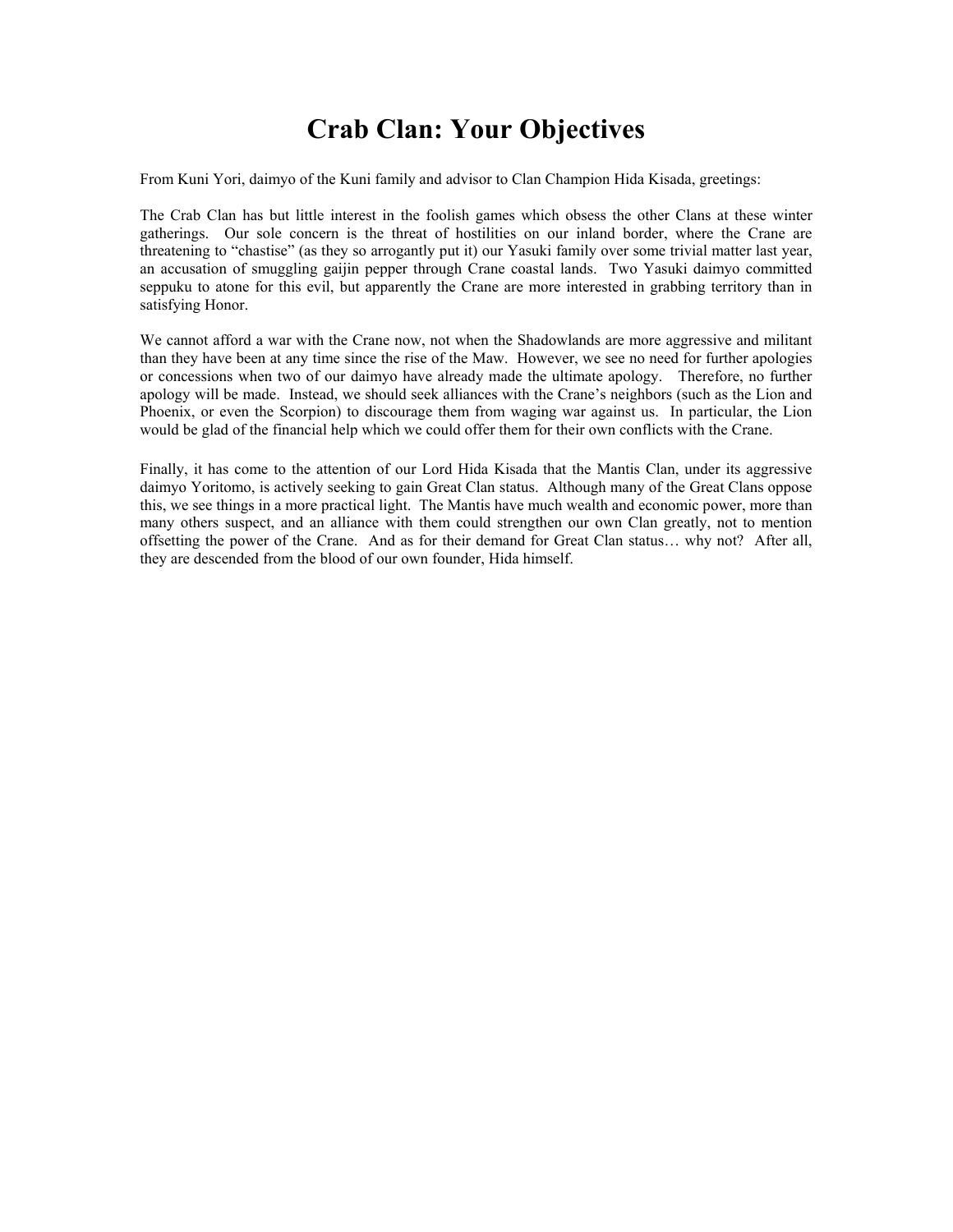# Crab Clan: Your Objectives

From Kuni Yori, daimyo of the Kuni family and advisor to Clan Champion Hida Kisada, greetings:

The Crab Clan has but little interest in the foolish games which obsess the other Clans at these winter gatherings. Our sole concern is the threat of hostilities on our inland border, where the Crane are threatening to "chastise" (as they so arrogantly put it) our Yasuki family over some trivial matter last year, an accusation of smuggling gaijin pepper through Crane coastal lands. Two Yasuki daimyo committed seppuku to atone for this evil, but apparently the Crane are more interested in grabbing territory than in satisfying Honor.

We cannot afford a war with the Crane now, not when the Shadowlands are more aggressive and militant than they have been at any time since the rise of the Maw. However, we see no need for further apologies or concessions when two of our daimyo have already made the ultimate apology. Therefore, no further apology will be made. Instead, we should seek alliances with the Crane's neighbors (such as the Lion and Phoenix, or even the Scorpion) to discourage them from waging war against us. In particular, the Lion would be glad of the financial help which we could offer them for their own conflicts with the Crane.

Finally, it has come to the attention of our Lord Hida Kisada that the Mantis Clan, under its aggressive daimyo Yoritomo, is actively seeking to gain Great Clan status. Although many of the Great Clans oppose this, we see things in a more practical light. The Mantis have much wealth and economic power, more than many others suspect, and an alliance with them could strengthen our own Clan greatly, not to mention offsetting the power of the Crane. And as for their demand for Great Clan status… why not? After all, they are descended from the blood of our own founder, Hida himself.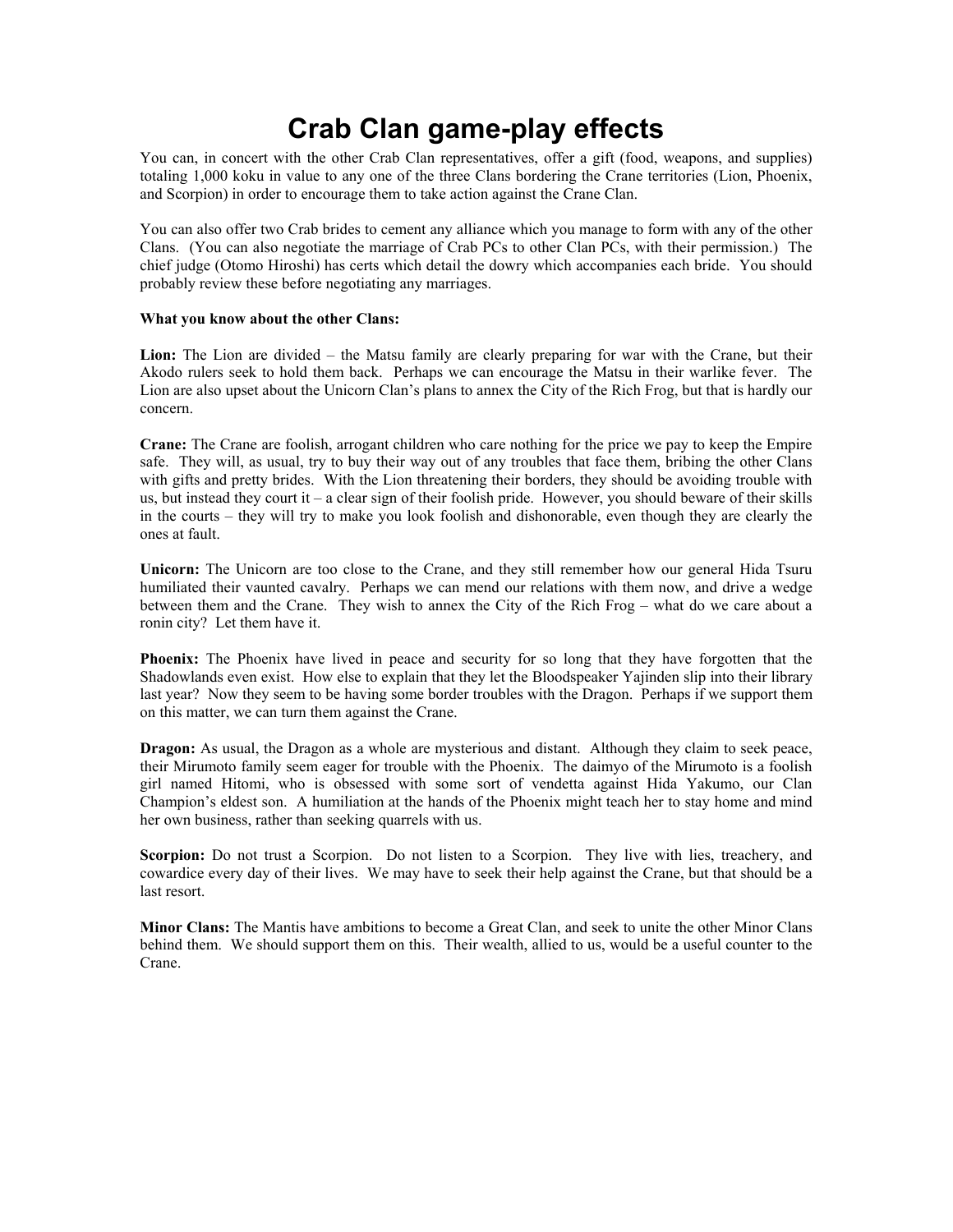# Crab Clan game-play effects

You can, in concert with the other Crab Clan representatives, offer a gift (food, weapons, and supplies) totaling 1,000 koku in value to any one of the three Clans bordering the Crane territories (Lion, Phoenix, and Scorpion) in order to encourage them to take action against the Crane Clan.

You can also offer two Crab brides to cement any alliance which you manage to form with any of the other Clans. (You can also negotiate the marriage of Crab PCs to other Clan PCs, with their permission.) The chief judge (Otomo Hiroshi) has certs which detail the dowry which accompanies each bride. You should probably review these before negotiating any marriages.

**What you know about the other Clans:**

**Lion:** The Lion are divided – the Matsu family are clearly preparing for war with the Crane, but their Akodo rulers seek to hold them back. Perhaps we can encourage the Matsu in their warlike fever. The Lion are also upset about the Unicorn Clan's plans to annex the City of the Rich Frog, but that is hardly our concern.

**Crane:** The Crane are foolish, arrogant children who care nothing for the price we pay to keep the Empire safe. They will, as usual, try to buy their way out of any troubles that face them, bribing the other Clans with gifts and pretty brides. With the Lion threatening their borders, they should be avoiding trouble with us, but instead they court it – a clear sign of their foolish pride. However, you should beware of their skills in the courts – they will try to make you look foolish and dishonorable, even though they are clearly the ones at fault.

**Unicorn:** The Unicorn are too close to the Crane, and they still remember how our general Hida Tsuru humiliated their vaunted cavalry. Perhaps we can mend our relations with them now, and drive a wedge between them and the Crane. They wish to annex the City of the Rich Frog – what do we care about a ronin city? Let them have it.

**Phoenix:** The Phoenix have lived in peace and security for so long that they have forgotten that the Shadowlands even exist. How else to explain that they let the Bloodspeaker Yajinden slip into their library last year? Now they seem to be having some border troubles with the Dragon. Perhaps if we support them on this matter, we can turn them against the Crane.

**Dragon:** As usual, the Dragon as a whole are mysterious and distant. Although they claim to seek peace, their Mirumoto family seem eager for trouble with the Phoenix. The daimyo of the Mirumoto is a foolish girl named Hitomi, who is obsessed with some sort of vendetta against Hida Yakumo, our Clan Champion's eldest son. A humiliation at the hands of the Phoenix might teach her to stay home and mind her own business, rather than seeking quarrels with us.

**Scorpion:** Do not trust a Scorpion. Do not listen to a Scorpion. They live with lies, treachery, and cowardice every day of their lives. We may have to seek their help against the Crane, but that should be a last resort.

**Minor Clans:** The Mantis have ambitions to become a Great Clan, and seek to unite the other Minor Clans behind them. We should support them on this. Their wealth, allied to us, would be a useful counter to the Crane.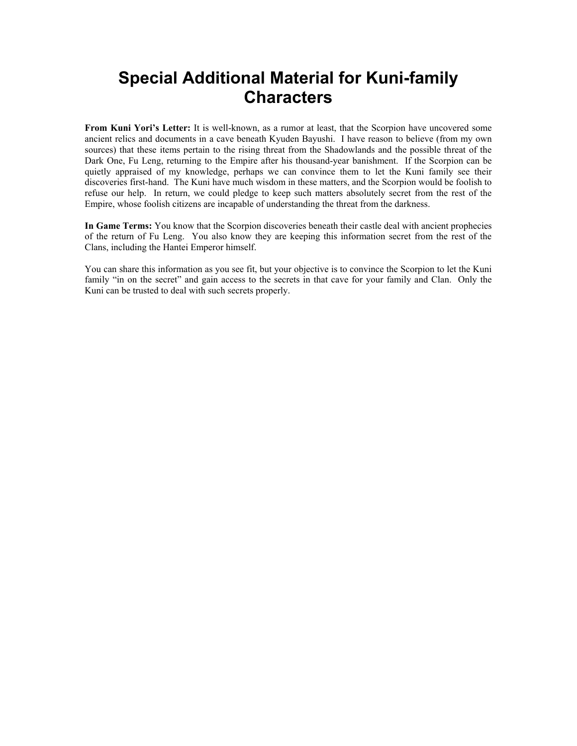# Special Additional Material for Kuni-family Characters

**From Kuni Yori's Letter:** It is well-known, as a rumor at least, that the Scorpion have uncovered some ancient relics and documents in a cave beneath Kyuden Bayushi. I have reason to believe (from my own sources) that these items pertain to the rising threat from the Shadowlands and the possible threat of the Dark One, Fu Leng, returning to the Empire after his thousand-year banishment. If the Scorpion can be quietly appraised of my knowledge, perhaps we can convince them to let the Kuni family see their discoveries first-hand. The Kuni have much wisdom in these matters, and the Scorpion would be foolish to refuse our help. In return, we could pledge to keep such matters absolutely secret from the rest of the Empire, whose foolish citizens are incapable of understanding the threat from the darkness.

**In Game Terms:** You know that the Scorpion discoveries beneath their castle deal with ancient prophecies of the return of Fu Leng. You also know they are keeping this information secret from the rest of the Clans, including the Hantei Emperor himself.

You can share this information as you see fit, but your objective is to convince the Scorpion to let the Kuni family "in on the secret" and gain access to the secrets in that cave for your family and Clan. Only the Kuni can be trusted to deal with such secrets properly.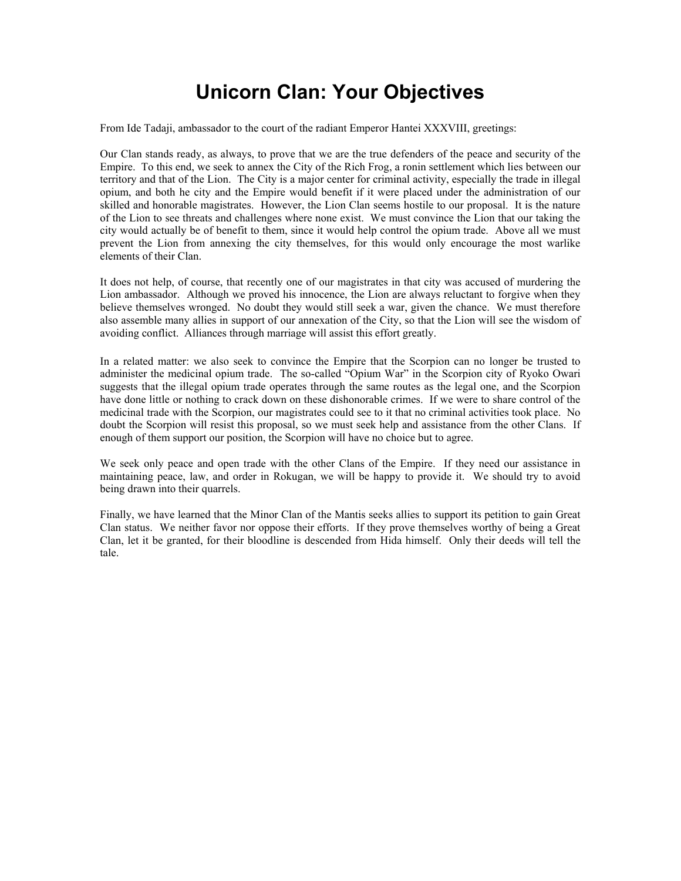# Unicorn Clan: Your Objectives

From Ide Tadaji, ambassador to the court of the radiant Emperor Hantei XXXVIII, greetings:

Our Clan stands ready, as always, to prove that we are the true defenders of the peace and security of the Empire. To this end, we seek to annex the City of the Rich Frog, a ronin settlement which lies between our territory and that of the Lion. The City is a major center for criminal activity, especially the trade in illegal opium, and both he city and the Empire would benefit if it were placed under the administration of our skilled and honorable magistrates. However, the Lion Clan seems hostile to our proposal. It is the nature of the Lion to see threats and challenges where none exist. We must convince the Lion that our taking the city would actually be of benefit to them, since it would help control the opium trade. Above all we must prevent the Lion from annexing the city themselves, for this would only encourage the most warlike elements of their Clan.

It does not help, of course, that recently one of our magistrates in that city was accused of murdering the Lion ambassador. Although we proved his innocence, the Lion are always reluctant to forgive when they believe themselves wronged. No doubt they would still seek a war, given the chance. We must therefore also assemble many allies in support of our annexation of the City, so that the Lion will see the wisdom of avoiding conflict. Alliances through marriage will assist this effort greatly.

In a related matter: we also seek to convince the Empire that the Scorpion can no longer be trusted to administer the medicinal opium trade. The so-called "Opium War" in the Scorpion city of Ryoko Owari suggests that the illegal opium trade operates through the same routes as the legal one, and the Scorpion have done little or nothing to crack down on these dishonorable crimes. If we were to share control of the medicinal trade with the Scorpion, our magistrates could see to it that no criminal activities took place. No doubt the Scorpion will resist this proposal, so we must seek help and assistance from the other Clans. If enough of them support our position, the Scorpion will have no choice but to agree.

We seek only peace and open trade with the other Clans of the Empire. If they need our assistance in maintaining peace, law, and order in Rokugan, we will be happy to provide it. We should try to avoid being drawn into their quarrels.

Finally, we have learned that the Minor Clan of the Mantis seeks allies to support its petition to gain Great Clan status. We neither favor nor oppose their efforts. If they prove themselves worthy of being a Great Clan, let it be granted, for their bloodline is descended from Hida himself. Only their deeds will tell the tale.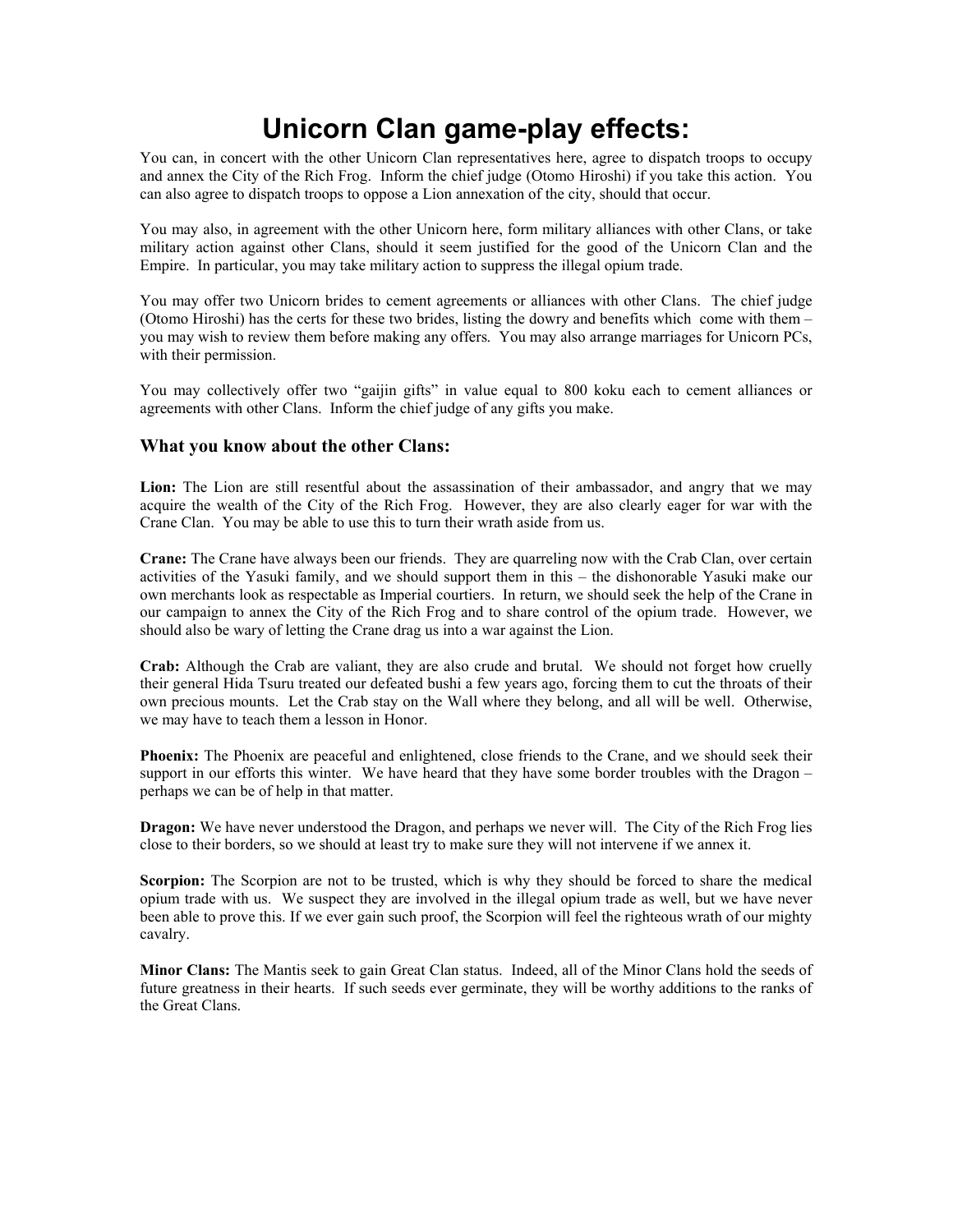# Unicorn Clan game-play effects:

You can, in concert with the other Unicorn Clan representatives here, agree to dispatch troops to occupy and annex the City of the Rich Frog. Inform the chief judge (Otomo Hiroshi) if you take this action. You can also agree to dispatch troops to oppose a Lion annexation of the city, should that occur.

You may also, in agreement with the other Unicorn here, form military alliances with other Clans, or take military action against other Clans, should it seem justified for the good of the Unicorn Clan and the Empire. In particular, you may take military action to suppress the illegal opium trade.

You may offer two Unicorn brides to cement agreements or alliances with other Clans. The chief judge (Otomo Hiroshi) has the certs for these two brides, listing the dowry and benefits which come with them – you may wish to review them before making any offers. You may also arrange marriages for Unicorn PCs, with their permission.

You may collectively offer two "gaijin gifts" in value equal to 800 koku each to cement alliances or agreements with other Clans. Inform the chief judge of any gifts you make.

### What you know about the other Clans:

**Lion:** The Lion are still resentful about the assassination of their ambassador, and angry that we may acquire the wealth of the City of the Rich Frog. However, they are also clearly eager for war with the Crane Clan. You may be able to use this to turn their wrath aside from us.

**Crane:** The Crane have always been our friends. They are quarreling now with the Crab Clan, over certain activities of the Yasuki family, and we should support them in this – the dishonorable Yasuki make our own merchants look as respectable as Imperial courtiers. In return, we should seek the help of the Crane in our campaign to annex the City of the Rich Frog and to share control of the opium trade. However, we should also be wary of letting the Crane drag us into a war against the Lion.

**Crab:** Although the Crab are valiant, they are also crude and brutal. We should not forget how cruelly their general Hida Tsuru treated our defeated bushi a few years ago, forcing them to cut the throats of their own precious mounts. Let the Crab stay on the Wall where they belong, and all will be well. Otherwise, we may have to teach them a lesson in Honor.

**Phoenix:** The Phoenix are peaceful and enlightened, close friends to the Crane, and we should seek their support in our efforts this winter. We have heard that they have some border troubles with the Dragon – perhaps we can be of help in that matter.

**Dragon:** We have never understood the Dragon, and perhaps we never will. The City of the Rich Frog lies close to their borders, so we should at least try to make sure they will not intervene if we annex it.

**Scorpion:** The Scorpion are not to be trusted, which is why they should be forced to share the medical opium trade with us. We suspect they are involved in the illegal opium trade as well, but we have never been able to prove this. If we ever gain such proof, the Scorpion will feel the righteous wrath of our mighty cavalry.

**Minor Clans:** The Mantis seek to gain Great Clan status. Indeed, all of the Minor Clans hold the seeds of future greatness in their hearts. If such seeds ever germinate, they will be worthy additions to the ranks of the Great Clans.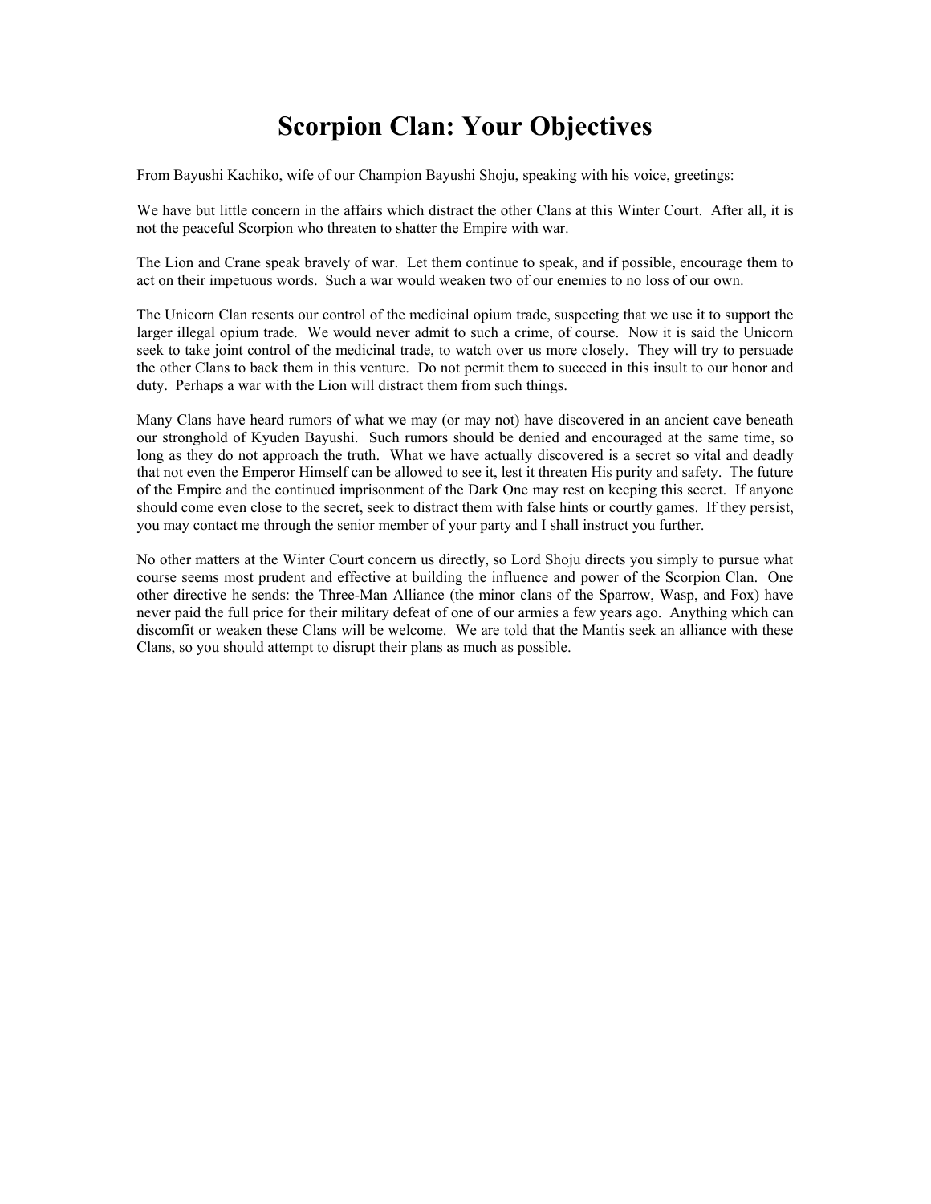# Scorpion Clan: Your Objectives

From Bayushi Kachiko, wife of our Champion Bayushi Shoju, speaking with his voice, greetings:

We have but little concern in the affairs which distract the other Clans at this Winter Court. After all, it is not the peaceful Scorpion who threaten to shatter the Empire with war.

The Lion and Crane speak bravely of war. Let them continue to speak, and if possible, encourage them to act on their impetuous words. Such a war would weaken two of our enemies to no loss of our own.

The Unicorn Clan resents our control of the medicinal opium trade, suspecting that we use it to support the larger illegal opium trade. We would never admit to such a crime, of course. Now it is said the Unicorn seek to take joint control of the medicinal trade, to watch over us more closely. They will try to persuade the other Clans to back them in this venture. Do not permit them to succeed in this insult to our honor and duty. Perhaps a war with the Lion will distract them from such things.

Many Clans have heard rumors of what we may (or may not) have discovered in an ancient cave beneath our stronghold of Kyuden Bayushi. Such rumors should be denied and encouraged at the same time, so long as they do not approach the truth. What we have actually discovered is a secret so vital and deadly that not even the Emperor Himself can be allowed to see it, lest it threaten His purity and safety. The future of the Empire and the continued imprisonment of the Dark One may rest on keeping this secret. If anyone should come even close to the secret, seek to distract them with false hints or courtly games. If they persist, you may contact me through the senior member of your party and I shall instruct you further.

No other matters at the Winter Court concern us directly, so Lord Shoju directs you simply to pursue what course seems most prudent and effective at building the influence and power of the Scorpion Clan. One other directive he sends: the Three-Man Alliance (the minor clans of the Sparrow, Wasp, and Fox) have never paid the full price for their military defeat of one of our armies a few years ago. Anything which can discomfit or weaken these Clans will be welcome. We are told that the Mantis seek an alliance with these Clans, so you should attempt to disrupt their plans as much as possible.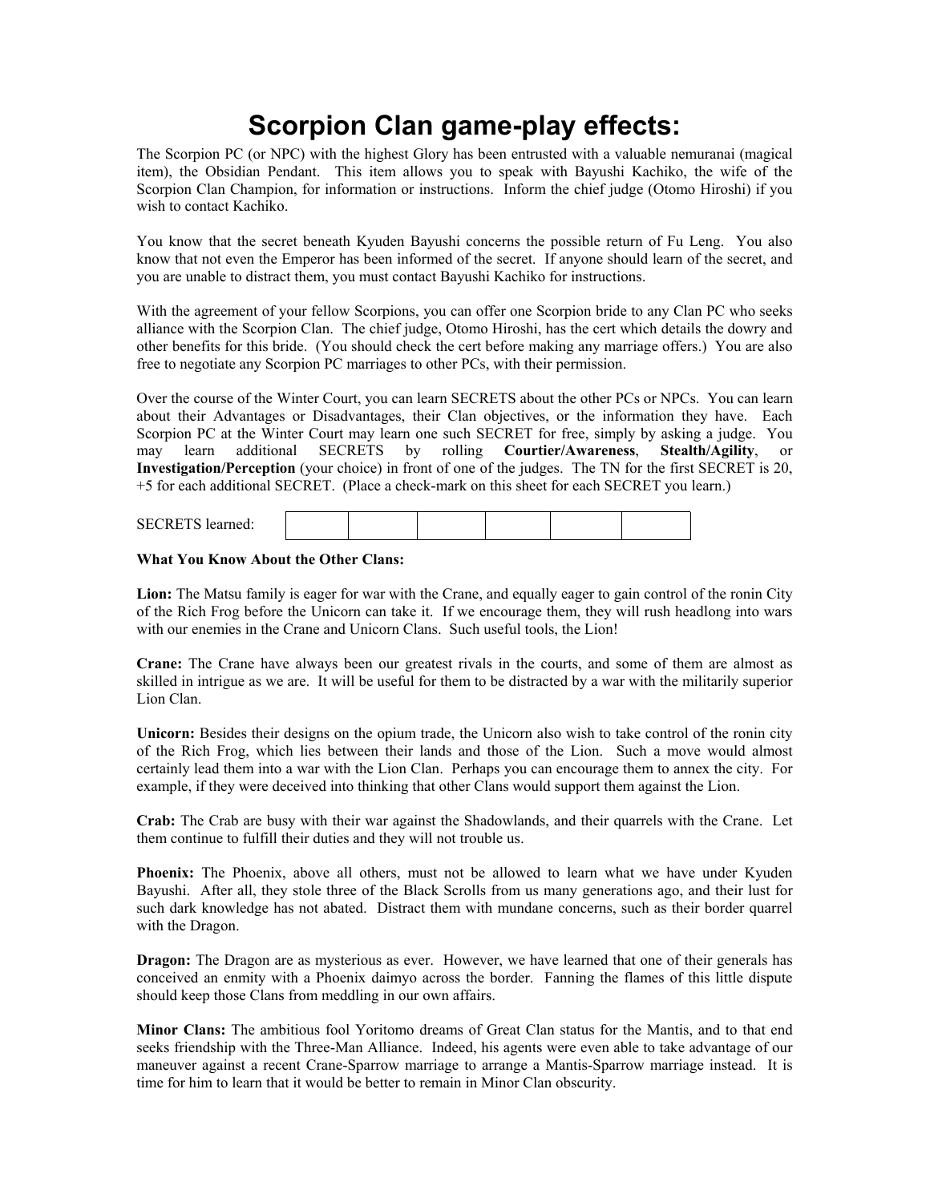# Scorpion Clan game-play effects:

The Scorpion PC (or NPC) with the highest Glory has been entrusted with a valuable nemuranai (magical item), the Obsidian Pendant. This item allows you to speak with Bayushi Kachiko, the wife of the Scorpion Clan Champion, for information or instructions. Inform the chief judge (Otomo Hiroshi) if you wish to contact Kachiko.

You know that the secret beneath Kyuden Bayushi concerns the possible return of Fu Leng. You also know that not even the Emperor has been informed of the secret. If anyone should learn of the secret, and you are unable to distract them, you must contact Bayushi Kachiko for instructions.

With the agreement of your fellow Scorpions, you can offer one Scorpion bride to any Clan PC who seeks alliance with the Scorpion Clan. The chief judge, Otomo Hiroshi, has the cert which details the dowry and other benefits for this bride. (You should check the cert before making any marriage offers.) You are also free to negotiate any Scorpion PC marriages to other PCs, with their permission.

Over the course of the Winter Court, you can learn SECRETS about the other PCs or NPCs. You can learn about their Advantages or Disadvantages, their Clan objectives, or the information they have. Each Scorpion PC at the Winter Court may learn one such SECRET for free, simply by asking a judge. You may learn additional SECRETS by rolling **Courtier/Awareness**, **Stealth/Agility**, or **Investigation/Perception** (your choice) in front of one of the judges. The TN for the first SECRET is 20, +5 for each additional SECRET. (Place a check-mark on this sheet for each SECRET you learn.)

| SECRETS learned: | | | | | | |
|---|---|---|---|---|---|---|

**What You Know About the Other Clans:**

**Lion:** The Matsu family is eager for war with the Crane, and equally eager to gain control of the ronin City of the Rich Frog before the Unicorn can take it. If we encourage them, they will rush headlong into wars with our enemies in the Crane and Unicorn Clans. Such useful tools, the Lion!

**Crane:** The Crane have always been our greatest rivals in the courts, and some of them are almost as skilled in intrigue as we are. It will be useful for them to be distracted by a war with the militarily superior Lion Clan.

**Unicorn:** Besides their designs on the opium trade, the Unicorn also wish to take control of the ronin city of the Rich Frog, which lies between their lands and those of the Lion. Such a move would almost certainly lead them into a war with the Lion Clan. Perhaps you can encourage them to annex the city. For example, if they were deceived into thinking that other Clans would support them against the Lion.

**Crab:** The Crab are busy with their war against the Shadowlands, and their quarrels with the Crane. Let them continue to fulfill their duties and they will not trouble us.

**Phoenix:** The Phoenix, above all others, must not be allowed to learn what we have under Kyuden Bayushi. After all, they stole three of the Black Scrolls from us many generations ago, and their lust for such dark knowledge has not abated. Distract them with mundane concerns, such as their border quarrel with the Dragon.

**Dragon:** The Dragon are as mysterious as ever. However, we have learned that one of their generals has conceived an enmity with a Phoenix daimyo across the border. Fanning the flames of this little dispute should keep those Clans from meddling in our own affairs.

**Minor Clans:** The ambitious fool Yoritomo dreams of Great Clan status for the Mantis, and to that end seeks friendship with the Three-Man Alliance. Indeed, his agents were even able to take advantage of our maneuver against a recent Crane-Sparrow marriage to arrange a Mantis-Sparrow marriage instead. It is time for him to learn that it would be better to remain in Minor Clan obscurity.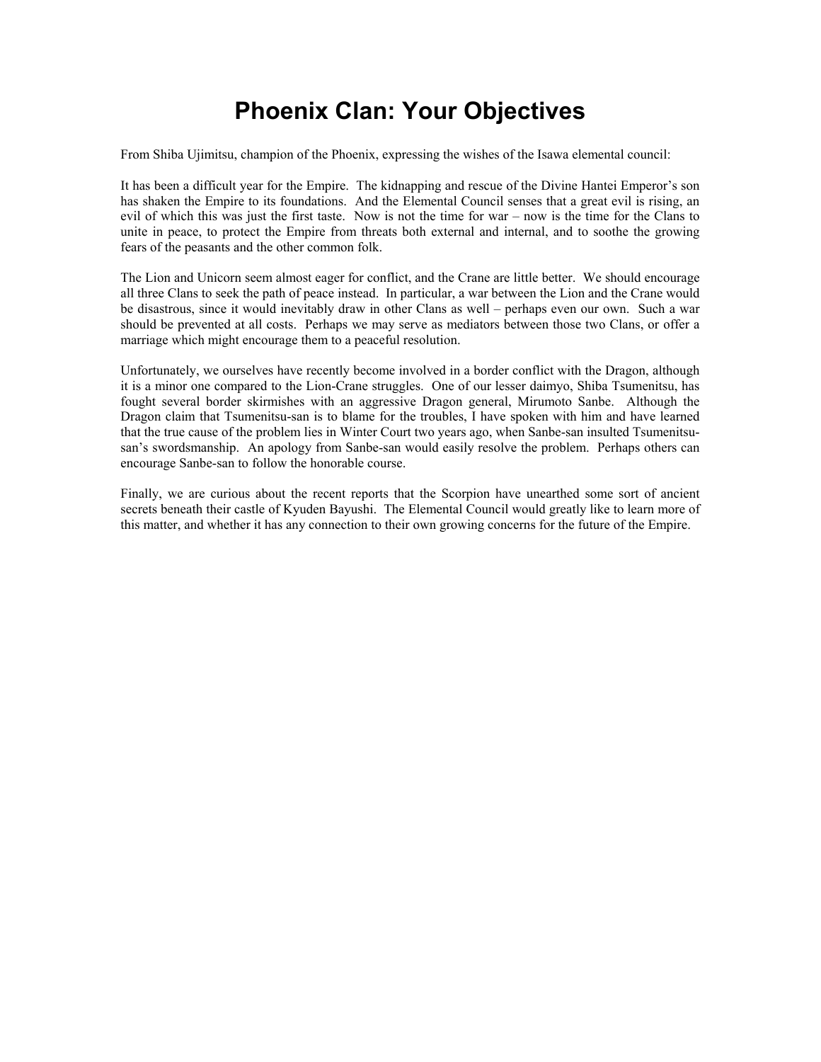# Phoenix Clan: Your Objectives

From Shiba Ujimitsu, champion of the Phoenix, expressing the wishes of the Isawa elemental council:

It has been a difficult year for the Empire. The kidnapping and rescue of the Divine Hantei Emperor's son has shaken the Empire to its foundations. And the Elemental Council senses that a great evil is rising, an evil of which this was just the first taste. Now is not the time for war – now is the time for the Clans to unite in peace, to protect the Empire from threats both external and internal, and to soothe the growing fears of the peasants and the other common folk.

The Lion and Unicorn seem almost eager for conflict, and the Crane are little better. We should encourage all three Clans to seek the path of peace instead. In particular, a war between the Lion and the Crane would be disastrous, since it would inevitably draw in other Clans as well – perhaps even our own. Such a war should be prevented at all costs. Perhaps we may serve as mediators between those two Clans, or offer a marriage which might encourage them to a peaceful resolution.

Unfortunately, we ourselves have recently become involved in a border conflict with the Dragon, although it is a minor one compared to the Lion-Crane struggles. One of our lesser daimyo, Shiba Tsumenitsu, has fought several border skirmishes with an aggressive Dragon general, Mirumoto Sanbe. Although the Dragon claim that Tsumenitsu-san is to blame for the troubles, I have spoken with him and have learned that the true cause of the problem lies in Winter Court two years ago, when Sanbe-san insulted Tsumenitsu-san's swordsmanship. An apology from Sanbe-san would easily resolve the problem. Perhaps others can encourage Sanbe-san to follow the honorable course.

Finally, we are curious about the recent reports that the Scorpion have unearthed some sort of ancient secrets beneath their castle of Kyuden Bayushi. The Elemental Council would greatly like to learn more of this matter, and whether it has any connection to their own growing concerns for the future of the Empire.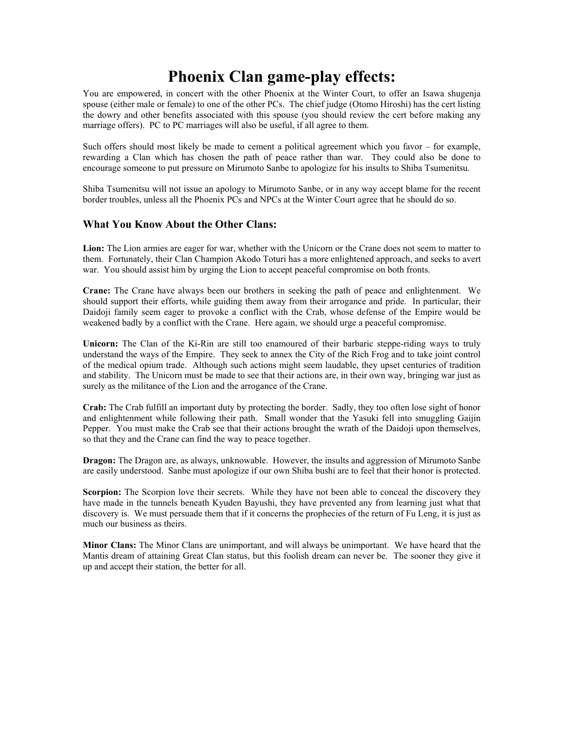# Phoenix Clan game-play effects:

You are empowered, in concert with the other Phoenix at the Winter Court, to offer an Isawa shugenja spouse (either male or female) to one of the other PCs. The chief judge (Otomo Hiroshi) has the cert listing the dowry and other benefits associated with this spouse (you should review the cert before making any marriage offers). PC to PC marriages will also be useful, if all agree to them.

Such offers should most likely be made to cement a political agreement which you favor – for example, rewarding a Clan which has chosen the path of peace rather than war. They could also be done to encourage someone to put pressure on Mirumoto Sanbe to apologize for his insults to Shiba Tsumenitsu.

Shiba Tsumenitsu will not issue an apology to Mirumoto Sanbe, or in any way accept blame for the recent border troubles, unless all the Phoenix PCs and NPCs at the Winter Court agree that he should do so.

### What You Know About the Other Clans:

**Lion:** The Lion armies are eager for war, whether with the Unicorn or the Crane does not seem to matter to them. Fortunately, their Clan Champion Akodo Toturi has a more enlightened approach, and seeks to avert war. You should assist him by urging the Lion to accept peaceful compromise on both fronts.

**Crane:** The Crane have always been our brothers in seeking the path of peace and enlightenment. We should support their efforts, while guiding them away from their arrogance and pride. In particular, their Daidoji family seem eager to provoke a conflict with the Crab, whose defense of the Empire would be weakened badly by a conflict with the Crane. Here again, we should urge a peaceful compromise.

**Unicorn:** The Clan of the Ki-Rin are still too enamoured of their barbaric steppe-riding ways to truly understand the ways of the Empire. They seek to annex the City of the Rich Frog and to take joint control of the medical opium trade. Although such actions might seem laudable, they upset centuries of tradition and stability. The Unicorn must be made to see that their actions are, in their own way, bringing war just as surely as the militance of the Lion and the arrogance of the Crane.

**Crab:** The Crab fulfill an important duty by protecting the border. Sadly, they too often lose sight of honor and enlightenment while following their path. Small wonder that the Yasuki fell into smuggling Gaijin Pepper. You must make the Crab see that their actions brought the wrath of the Daidoji upon themselves, so that they and the Crane can find the way to peace together.

**Dragon:** The Dragon are, as always, unknowable. However, the insults and aggression of Mirumoto Sanbe are easily understood. Sanbe must apologize if our own Shiba bushi are to feel that their honor is protected.

**Scorpion:** The Scorpion love their secrets. While they have not been able to conceal the discovery they have made in the tunnels beneath Kyuden Bayushi, they have prevented any from learning just what that discovery is. We must persuade them that if it concerns the prophecies of the return of Fu Leng, it is just as much our business as theirs.

**Minor Clans:** The Minor Clans are unimportant, and will always be unimportant. We have heard that the Mantis dream of attaining Great Clan status, but this foolish dream can never be. The sooner they give it up and accept their station, the better for all.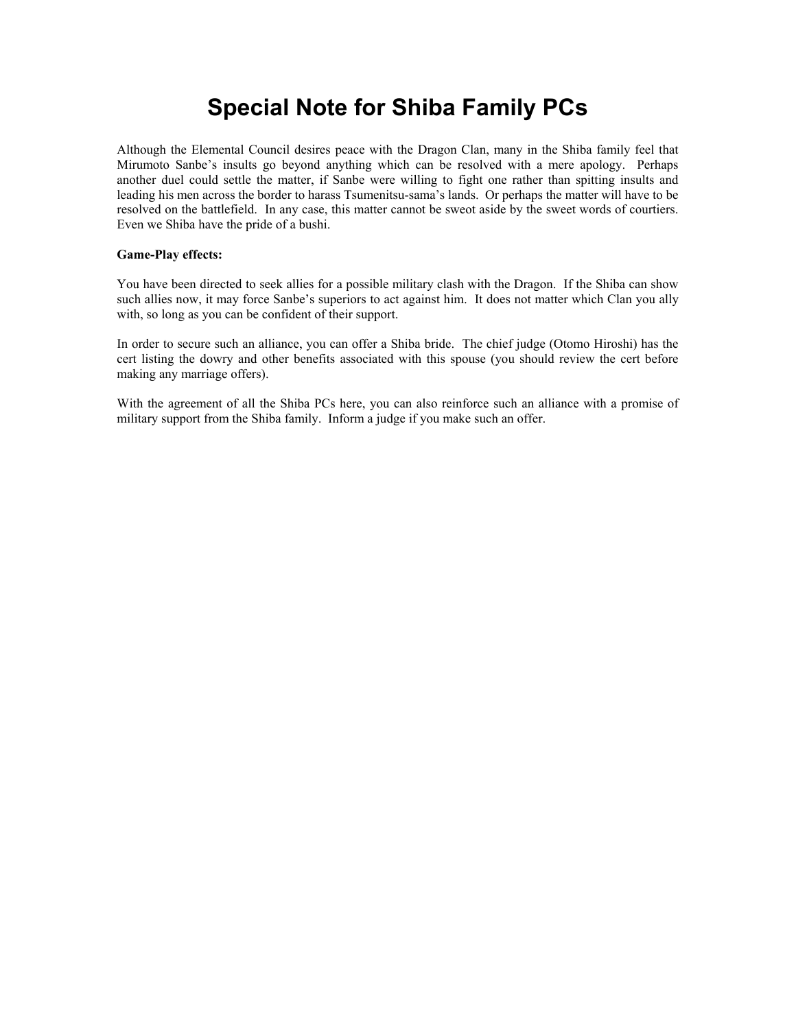# Special Note for Shiba Family PCs

Although the Elemental Council desires peace with the Dragon Clan, many in the Shiba family feel that Mirumoto Sanbe's insults go beyond anything which can be resolved with a mere apology. Perhaps another duel could settle the matter, if Sanbe were willing to fight one rather than spitting insults and leading his men across the border to harass Tsumenitsu-sama's lands. Or perhaps the matter will have to be resolved on the battlefield. In any case, this matter cannot be sweot aside by the sweet words of courtiers. Even we Shiba have the pride of a bushi.

**Game-Play effects:**

You have been directed to seek allies for a possible military clash with the Dragon. If the Shiba can show such allies now, it may force Sanbe's superiors to act against him. It does not matter which Clan you ally with, so long as you can be confident of their support.

In order to secure such an alliance, you can offer a Shiba bride. The chief judge (Otomo Hiroshi) has the cert listing the dowry and other benefits associated with this spouse (you should review the cert before making any marriage offers).

With the agreement of all the Shiba PCs here, you can also reinforce such an alliance with a promise of military support from the Shiba family. Inform a judge if you make such an offer.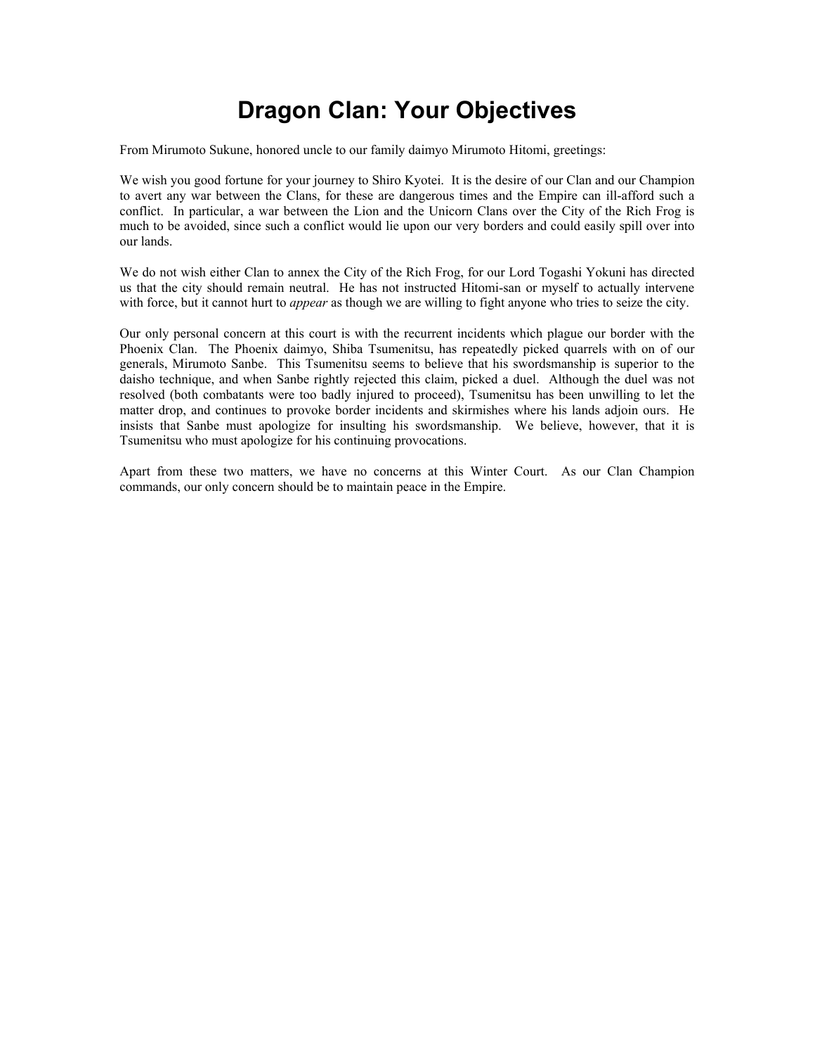# Dragon Clan: Your Objectives

From Mirumoto Sukune, honored uncle to our family daimyo Mirumoto Hitomi, greetings:

We wish you good fortune for your journey to Shiro Kyotei. It is the desire of our Clan and our Champion to avert any war between the Clans, for these are dangerous times and the Empire can ill-afford such a conflict. In particular, a war between the Lion and the Unicorn Clans over the City of the Rich Frog is much to be avoided, since such a conflict would lie upon our very borders and could easily spill over into our lands.

We do not wish either Clan to annex the City of the Rich Frog, for our Lord Togashi Yokuni has directed us that the city should remain neutral. He has not instructed Hitomi-san or myself to actually intervene with force, but it cannot hurt to *appear* as though we are willing to fight anyone who tries to seize the city.

Our only personal concern at this court is with the recurrent incidents which plague our border with the Phoenix Clan. The Phoenix daimyo, Shiba Tsumenitsu, has repeatedly picked quarrels with on of our generals, Mirumoto Sanbe. This Tsumenitsu seems to believe that his swordsmanship is superior to the daisho technique, and when Sanbe rightly rejected this claim, picked a duel. Although the duel was not resolved (both combatants were too badly injured to proceed), Tsumenitsu has been unwilling to let the matter drop, and continues to provoke border incidents and skirmishes where his lands adjoin ours. He insists that Sanbe must apologize for insulting his swordsmanship. We believe, however, that it is Tsumenitsu who must apologize for his continuing provocations.

Apart from these two matters, we have no concerns at this Winter Court. As our Clan Champion commands, our only concern should be to maintain peace in the Empire.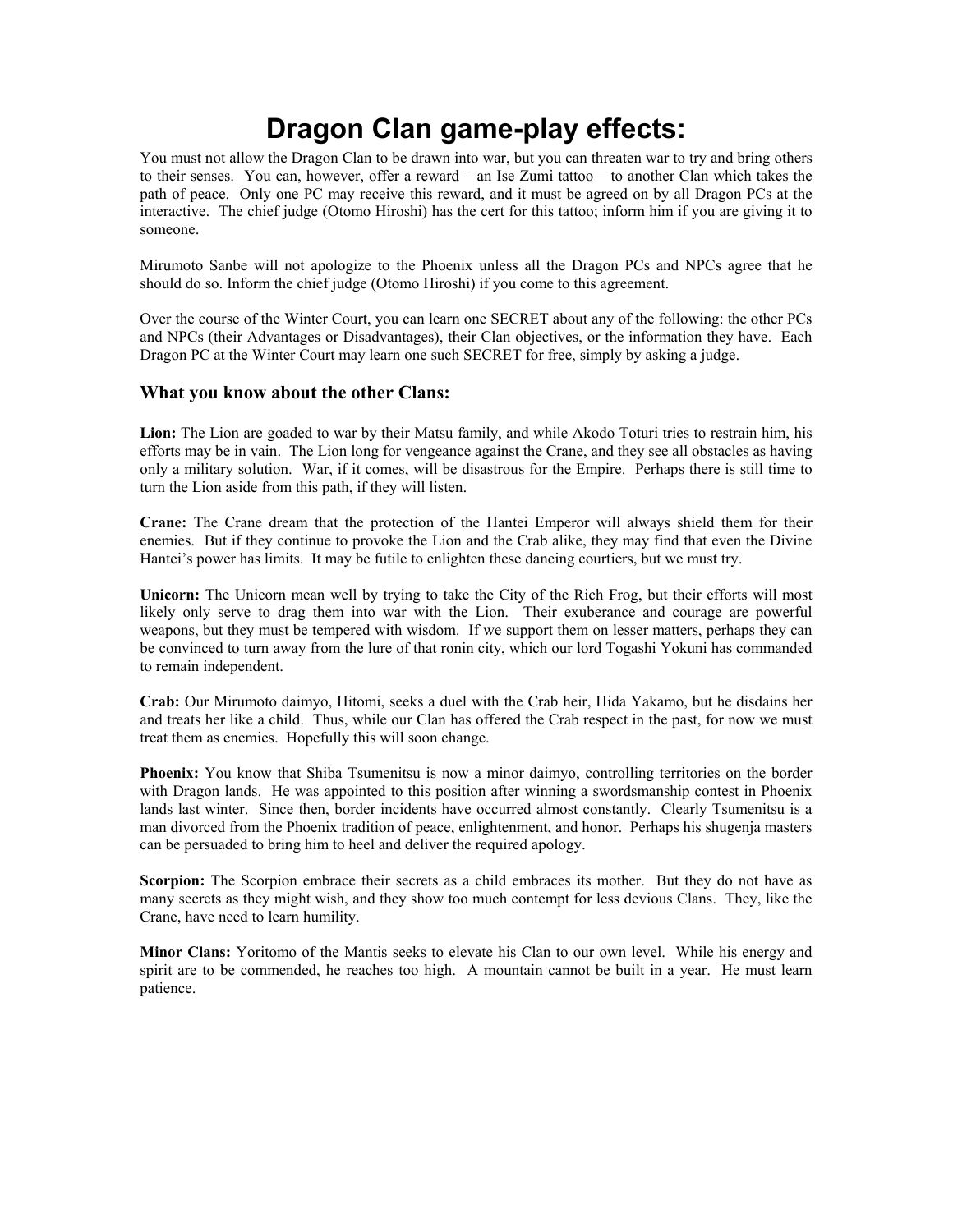# Dragon Clan game-play effects:

You must not allow the Dragon Clan to be drawn into war, but you can threaten war to try and bring others to their senses. You can, however, offer a reward – an Ise Zumi tattoo – to another Clan which takes the path of peace. Only one PC may receive this reward, and it must be agreed on by all Dragon PCs at the interactive. The chief judge (Otomo Hiroshi) has the cert for this tattoo; inform him if you are giving it to someone.

Mirumoto Sanbe will not apologize to the Phoenix unless all the Dragon PCs and NPCs agree that he should do so. Inform the chief judge (Otomo Hiroshi) if you come to this agreement.

Over the course of the Winter Court, you can learn one SECRET about any of the following: the other PCs and NPCs (their Advantages or Disadvantages), their Clan objectives, or the information they have. Each Dragon PC at the Winter Court may learn one such SECRET for free, simply by asking a judge.

### What you know about the other Clans:

**Lion:** The Lion are goaded to war by their Matsu family, and while Akodo Toturi tries to restrain him, his efforts may be in vain. The Lion long for vengeance against the Crane, and they see all obstacles as having only a military solution. War, if it comes, will be disastrous for the Empire. Perhaps there is still time to turn the Lion aside from this path, if they will listen.

**Crane:** The Crane dream that the protection of the Hantei Emperor will always shield them for their enemies. But if they continue to provoke the Lion and the Crab alike, they may find that even the Divine Hantei's power has limits. It may be futile to enlighten these dancing courtiers, but we must try.

**Unicorn:** The Unicorn mean well by trying to take the City of the Rich Frog, but their efforts will most likely only serve to drag them into war with the Lion. Their exuberance and courage are powerful weapons, but they must be tempered with wisdom. If we support them on lesser matters, perhaps they can be convinced to turn away from the lure of that ronin city, which our lord Togashi Yokuni has commanded to remain independent.

**Crab:** Our Mirumoto daimyo, Hitomi, seeks a duel with the Crab heir, Hida Yakamo, but he disdains her and treats her like a child. Thus, while our Clan has offered the Crab respect in the past, for now we must treat them as enemies. Hopefully this will soon change.

**Phoenix:** You know that Shiba Tsumenitsu is now a minor daimyo, controlling territories on the border with Dragon lands. He was appointed to this position after winning a swordsmanship contest in Phoenix lands last winter. Since then, border incidents have occurred almost constantly. Clearly Tsumenitsu is a man divorced from the Phoenix tradition of peace, enlightenment, and honor. Perhaps his shugenja masters can be persuaded to bring him to heel and deliver the required apology.

**Scorpion:** The Scorpion embrace their secrets as a child embraces its mother. But they do not have as many secrets as they might wish, and they show too much contempt for less devious Clans. They, like the Crane, have need to learn humility.

**Minor Clans:** Yoritomo of the Mantis seeks to elevate his Clan to our own level. While his energy and spirit are to be commended, he reaches too high. A mountain cannot be built in a year. He must learn patience.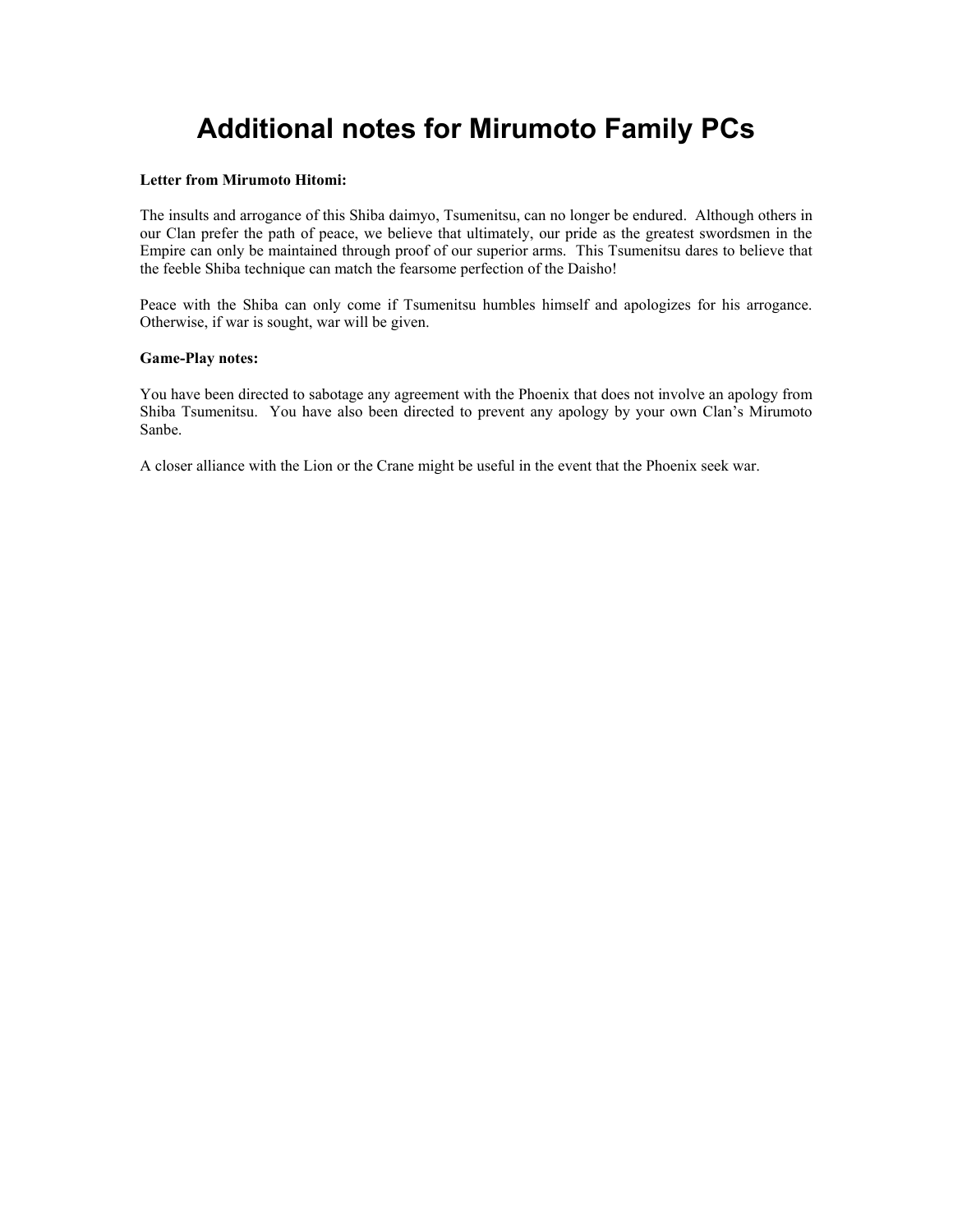# Additional notes for Mirumoto Family PCs

**Letter from Mirumoto Hitomi:**

The insults and arrogance of this Shiba daimyo, Tsumenitsu, can no longer be endured. Although others in our Clan prefer the path of peace, we believe that ultimately, our pride as the greatest swordsmen in the Empire can only be maintained through proof of our superior arms. This Tsumenitsu dares to believe that the feeble Shiba technique can match the fearsome perfection of the Daisho!

Peace with the Shiba can only come if Tsumenitsu humbles himself and apologizes for his arrogance. Otherwise, if war is sought, war will be given.

**Game-Play notes:**

You have been directed to sabotage any agreement with the Phoenix that does not involve an apology from Shiba Tsumenitsu. You have also been directed to prevent any apology by your own Clan's Mirumoto Sanbe.

A closer alliance with the Lion or the Crane might be useful in the event that the Phoenix seek war.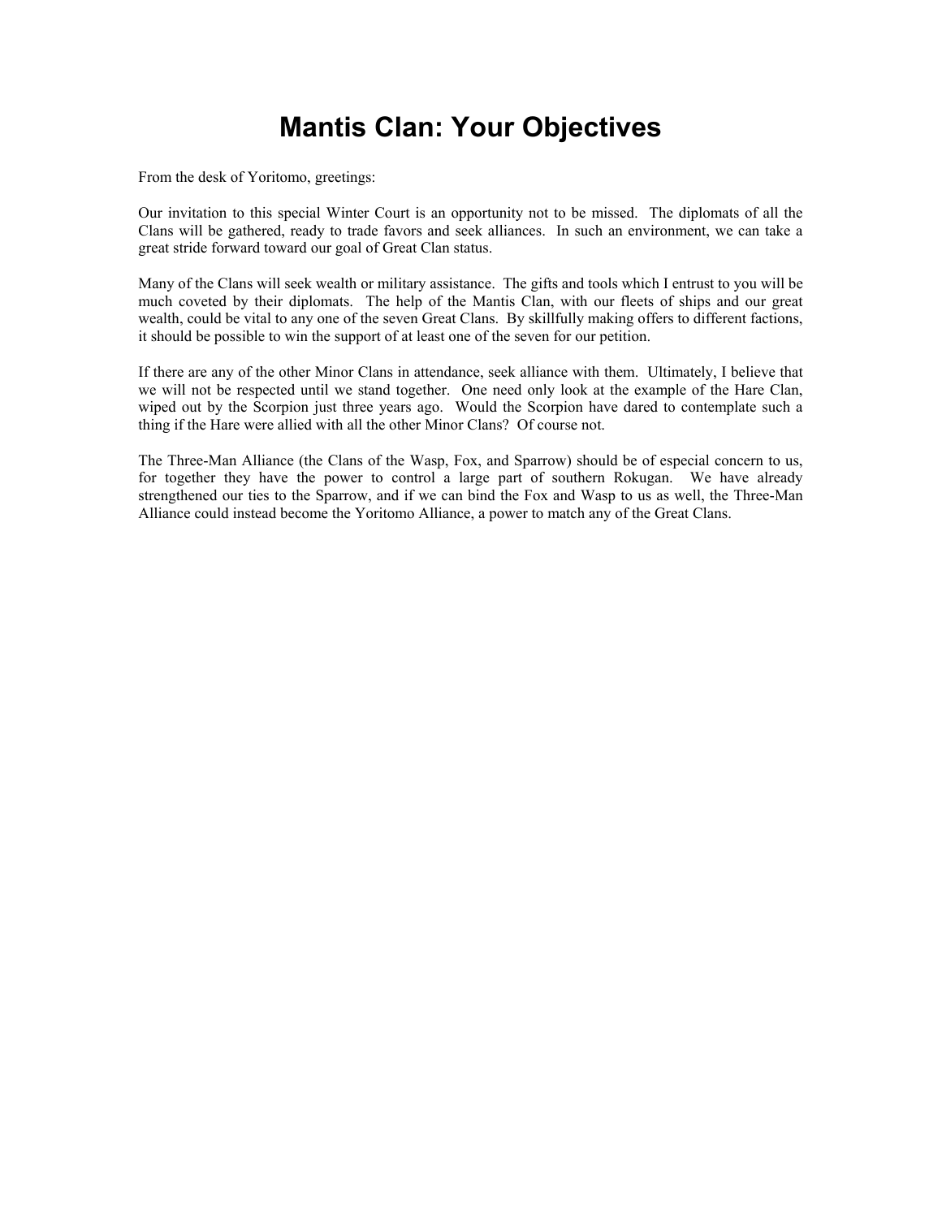# Mantis Clan: Your Objectives

From the desk of Yoritomo, greetings:

Our invitation to this special Winter Court is an opportunity not to be missed. The diplomats of all the Clans will be gathered, ready to trade favors and seek alliances. In such an environment, we can take a great stride forward toward our goal of Great Clan status.

Many of the Clans will seek wealth or military assistance. The gifts and tools which I entrust to you will be much coveted by their diplomats. The help of the Mantis Clan, with our fleets of ships and our great wealth, could be vital to any one of the seven Great Clans. By skillfully making offers to different factions, it should be possible to win the support of at least one of the seven for our petition.

If there are any of the other Minor Clans in attendance, seek alliance with them. Ultimately, I believe that we will not be respected until we stand together. One need only look at the example of the Hare Clan, wiped out by the Scorpion just three years ago. Would the Scorpion have dared to contemplate such a thing if the Hare were allied with all the other Minor Clans? Of course not.

The Three-Man Alliance (the Clans of the Wasp, Fox, and Sparrow) should be of especial concern to us, for together they have the power to control a large part of southern Rokugan. We have already strengthened our ties to the Sparrow, and if we can bind the Fox and Wasp to us as well, the Three-Man Alliance could instead become the Yoritomo Alliance, a power to match any of the Great Clans.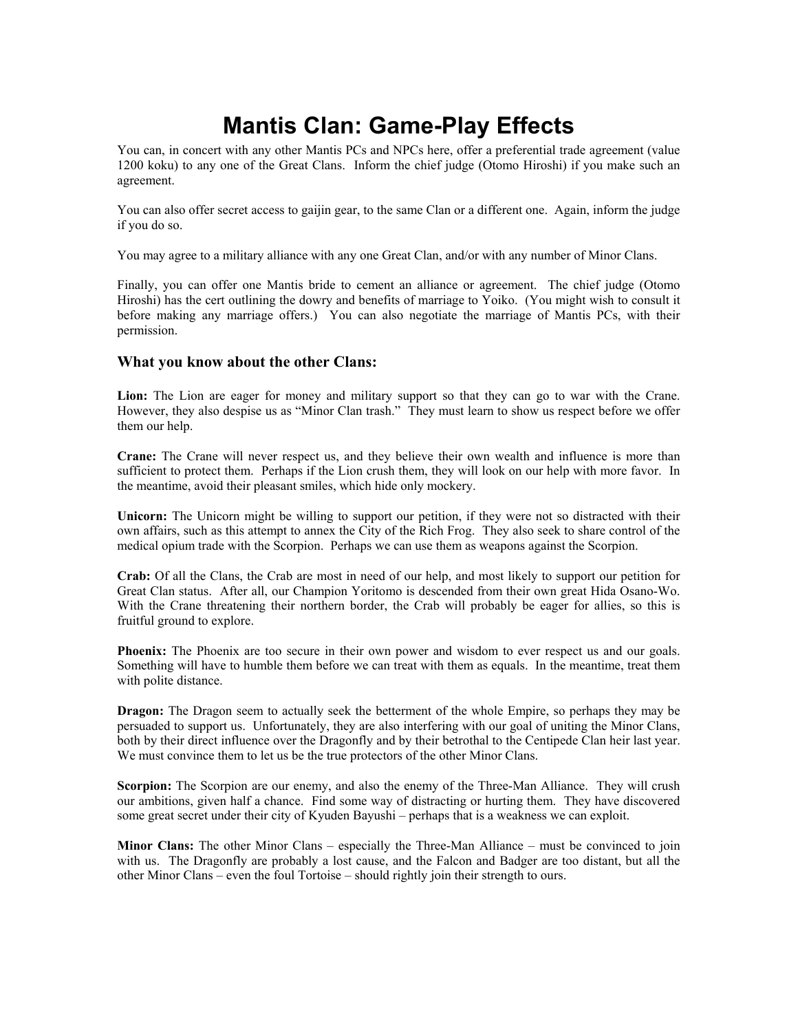# Mantis Clan: Game-Play Effects

You can, in concert with any other Mantis PCs and NPCs here, offer a preferential trade agreement (value 1200 koku) to any one of the Great Clans. Inform the chief judge (Otomo Hiroshi) if you make such an agreement.

You can also offer secret access to gaijin gear, to the same Clan or a different one. Again, inform the judge if you do so.

You may agree to a military alliance with any one Great Clan, and/or with any number of Minor Clans.

Finally, you can offer one Mantis bride to cement an alliance or agreement. The chief judge (Otomo Hiroshi) has the cert outlining the dowry and benefits of marriage to Yoiko. (You might wish to consult it before making any marriage offers.) You can also negotiate the marriage of Mantis PCs, with their permission.

## What you know about the other Clans:

**Lion:** The Lion are eager for money and military support so that they can go to war with the Crane. However, they also despise us as "Minor Clan trash." They must learn to show us respect before we offer them our help.

**Crane:** The Crane will never respect us, and they believe their own wealth and influence is more than sufficient to protect them. Perhaps if the Lion crush them, they will look on our help with more favor. In the meantime, avoid their pleasant smiles, which hide only mockery.

**Unicorn:** The Unicorn might be willing to support our petition, if they were not so distracted with their own affairs, such as this attempt to annex the City of the Rich Frog. They also seek to share control of the medical opium trade with the Scorpion. Perhaps we can use them as weapons against the Scorpion.

**Crab:** Of all the Clans, the Crab are most in need of our help, and most likely to support our petition for Great Clan status. After all, our Champion Yoritomo is descended from their own great Hida Osano-Wo. With the Crane threatening their northern border, the Crab will probably be eager for allies, so this is fruitful ground to explore.

**Phoenix:** The Phoenix are too secure in their own power and wisdom to ever respect us and our goals. Something will have to humble them before we can treat with them as equals. In the meantime, treat them with polite distance.

**Dragon:** The Dragon seem to actually seek the betterment of the whole Empire, so perhaps they may be persuaded to support us. Unfortunately, they are also interfering with our goal of uniting the Minor Clans, both by their direct influence over the Dragonfly and by their betrothal to the Centipede Clan heir last year. We must convince them to let us be the true protectors of the other Minor Clans.

**Scorpion:** The Scorpion are our enemy, and also the enemy of the Three-Man Alliance. They will crush our ambitions, given half a chance. Find some way of distracting or hurting them. They have discovered some great secret under their city of Kyuden Bayushi – perhaps that is a weakness we can exploit.

**Minor Clans:** The other Minor Clans – especially the Three-Man Alliance – must be convinced to join with us. The Dragonfly are probably a lost cause, and the Falcon and Badger are too distant, but all the other Minor Clans – even the foul Tortoise – should rightly join their strength to ours.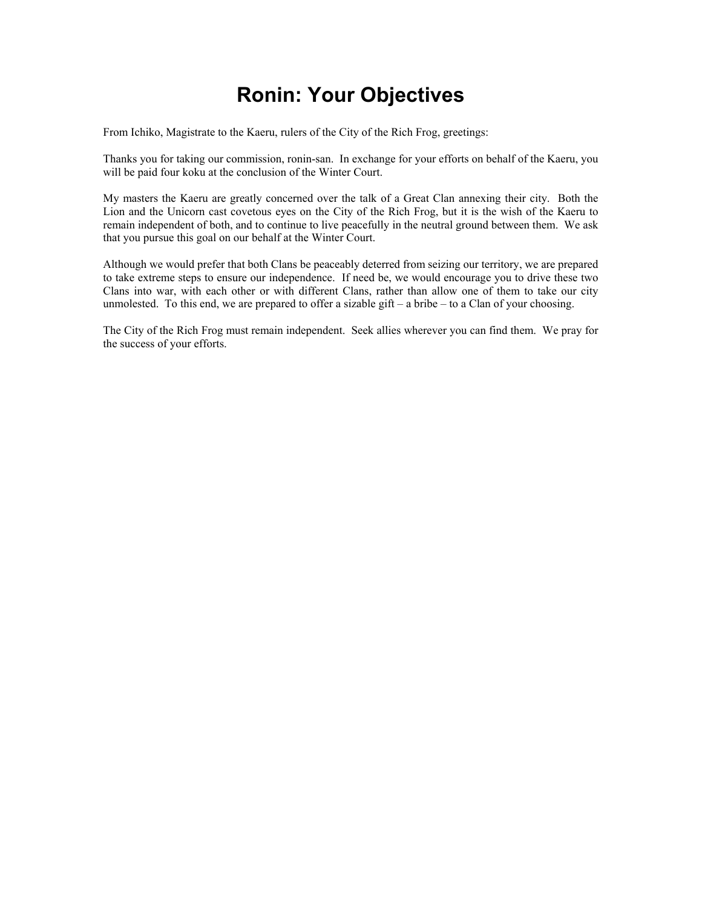# Ronin: Your Objectives

From Ichiko, Magistrate to the Kaeru, rulers of the City of the Rich Frog, greetings:

Thanks you for taking our commission, ronin-san. In exchange for your efforts on behalf of the Kaeru, you will be paid four koku at the conclusion of the Winter Court.

My masters the Kaeru are greatly concerned over the talk of a Great Clan annexing their city. Both the Lion and the Unicorn cast covetous eyes on the City of the Rich Frog, but it is the wish of the Kaeru to remain independent of both, and to continue to live peacefully in the neutral ground between them. We ask that you pursue this goal on our behalf at the Winter Court.

Although we would prefer that both Clans be peaceably deterred from seizing our territory, we are prepared to take extreme steps to ensure our independence. If need be, we would encourage you to drive these two Clans into war, with each other or with different Clans, rather than allow one of them to take our city unmolested. To this end, we are prepared to offer a sizable gift – a bribe – to a Clan of your choosing.

The City of the Rich Frog must remain independent. Seek allies wherever you can find them. We pray for the success of your efforts.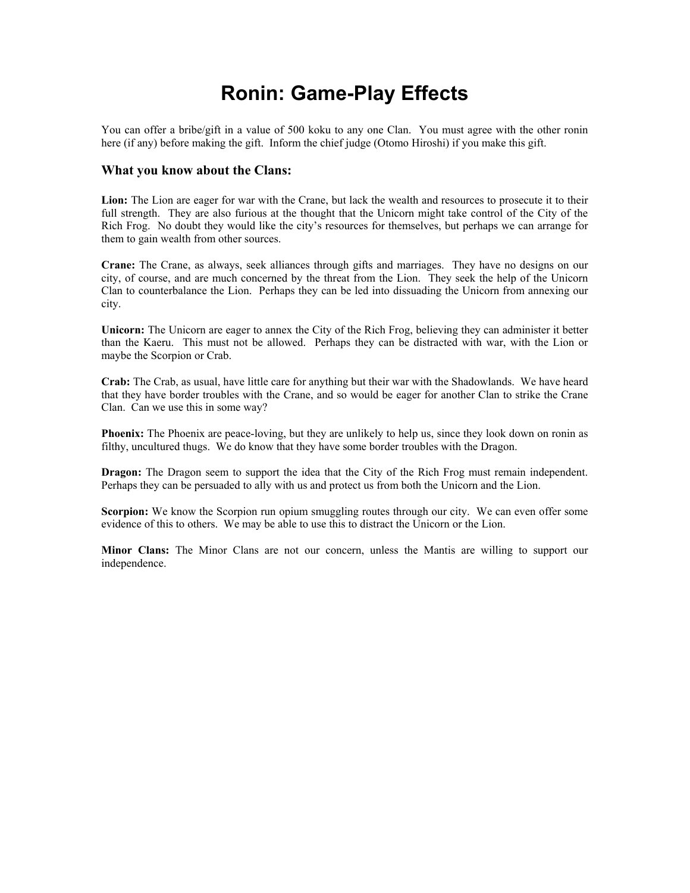# Ronin: Game-Play Effects

You can offer a bribe/gift in a value of 500 koku to any one Clan. You must agree with the other ronin here (if any) before making the gift. Inform the chief judge (Otomo Hiroshi) if you make this gift.

### What you know about the Clans:

**Lion:** The Lion are eager for war with the Crane, but lack the wealth and resources to prosecute it to their full strength. They are also furious at the thought that the Unicorn might take control of the City of the Rich Frog. No doubt they would like the city's resources for themselves, but perhaps we can arrange for them to gain wealth from other sources.

**Crane:** The Crane, as always, seek alliances through gifts and marriages. They have no designs on our city, of course, and are much concerned by the threat from the Lion. They seek the help of the Unicorn Clan to counterbalance the Lion. Perhaps they can be led into dissuading the Unicorn from annexing our city.

**Unicorn:** The Unicorn are eager to annex the City of the Rich Frog, believing they can administer it better than the Kaeru. This must not be allowed. Perhaps they can be distracted with war, with the Lion or maybe the Scorpion or Crab.

**Crab:** The Crab, as usual, have little care for anything but their war with the Shadowlands. We have heard that they have border troubles with the Crane, and so would be eager for another Clan to strike the Crane Clan. Can we use this in some way?

**Phoenix:** The Phoenix are peace-loving, but they are unlikely to help us, since they look down on ronin as filthy, uncultured thugs. We do know that they have some border troubles with the Dragon.

**Dragon:** The Dragon seem to support the idea that the City of the Rich Frog must remain independent. Perhaps they can be persuaded to ally with us and protect us from both the Unicorn and the Lion.

**Scorpion:** We know the Scorpion run opium smuggling routes through our city. We can even offer some evidence of this to others. We may be able to use this to distract the Unicorn or the Lion.

**Minor Clans:** The Minor Clans are not our concern, unless the Mantis are willing to support our independence.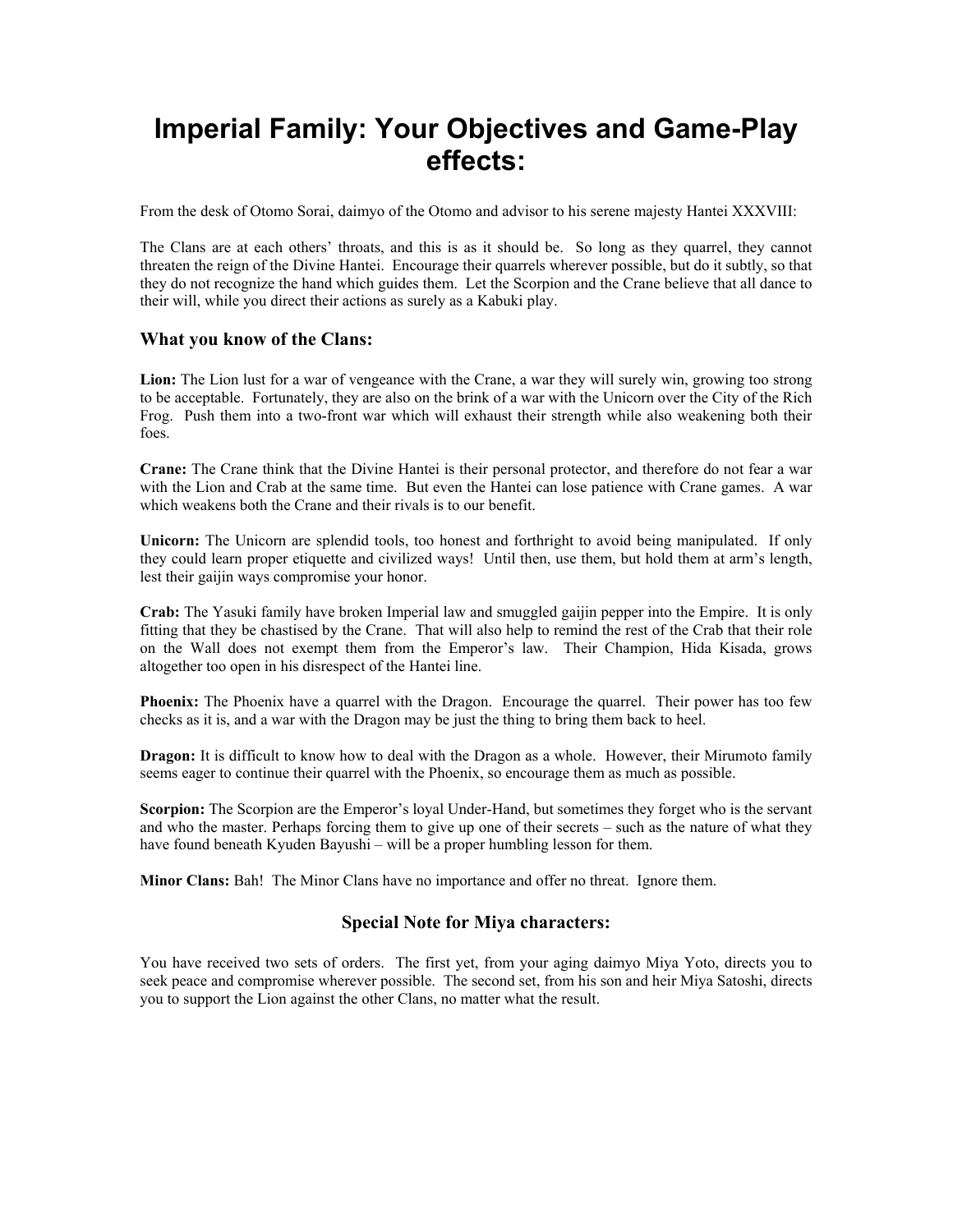# Imperial Family: Your Objectives and Game-Play effects:

From the desk of Otomo Sorai, daimyo of the Otomo and advisor to his serene majesty Hantei XXXVIII:

The Clans are at each others' throats, and this is as it should be. So long as they quarrel, they cannot threaten the reign of the Divine Hantei. Encourage their quarrels wherever possible, but do it subtly, so that they do not recognize the hand which guides them. Let the Scorpion and the Crane believe that all dance to their will, while you direct their actions as surely as a Kabuki play.

### What you know of the Clans:

**Lion:** The Lion lust for a war of vengeance with the Crane, a war they will surely win, growing too strong to be acceptable. Fortunately, they are also on the brink of a war with the Unicorn over the City of the Rich Frog. Push them into a two-front war which will exhaust their strength while also weakening both their foes.

**Crane:** The Crane think that the Divine Hantei is their personal protector, and therefore do not fear a war with the Lion and Crab at the same time. But even the Hantei can lose patience with Crane games. A war which weakens both the Crane and their rivals is to our benefit.

**Unicorn:** The Unicorn are splendid tools, too honest and forthright to avoid being manipulated. If only they could learn proper etiquette and civilized ways! Until then, use them, but hold them at arm's length, lest their gaijin ways compromise your honor.

**Crab:** The Yasuki family have broken Imperial law and smuggled gaijin pepper into the Empire. It is only fitting that they be chastised by the Crane. That will also help to remind the rest of the Crab that their role on the Wall does not exempt them from the Emperor's law. Their Champion, Hida Kisada, grows altogether too open in his disrespect of the Hantei line.

**Phoenix:** The Phoenix have a quarrel with the Dragon. Encourage the quarrel. Their power has too few checks as it is, and a war with the Dragon may be just the thing to bring them back to heel.

**Dragon:** It is difficult to know how to deal with the Dragon as a whole. However, their Mirumoto family seems eager to continue their quarrel with the Phoenix, so encourage them as much as possible.

**Scorpion:** The Scorpion are the Emperor's loyal Under-Hand, but sometimes they forget who is the servant and who the master. Perhaps forcing them to give up one of their secrets – such as the nature of what they have found beneath Kyuden Bayushi – will be a proper humbling lesson for them.

**Minor Clans:** Bah! The Minor Clans have no importance and offer no threat. Ignore them.

### Special Note for Miya characters:

You have received two sets of orders. The first yet, from your aging daimyo Miya Yoto, directs you to seek peace and compromise wherever possible. The second set, from his son and heir Miya Satoshi, directs you to support the Lion against the other Clans, no matter what the result.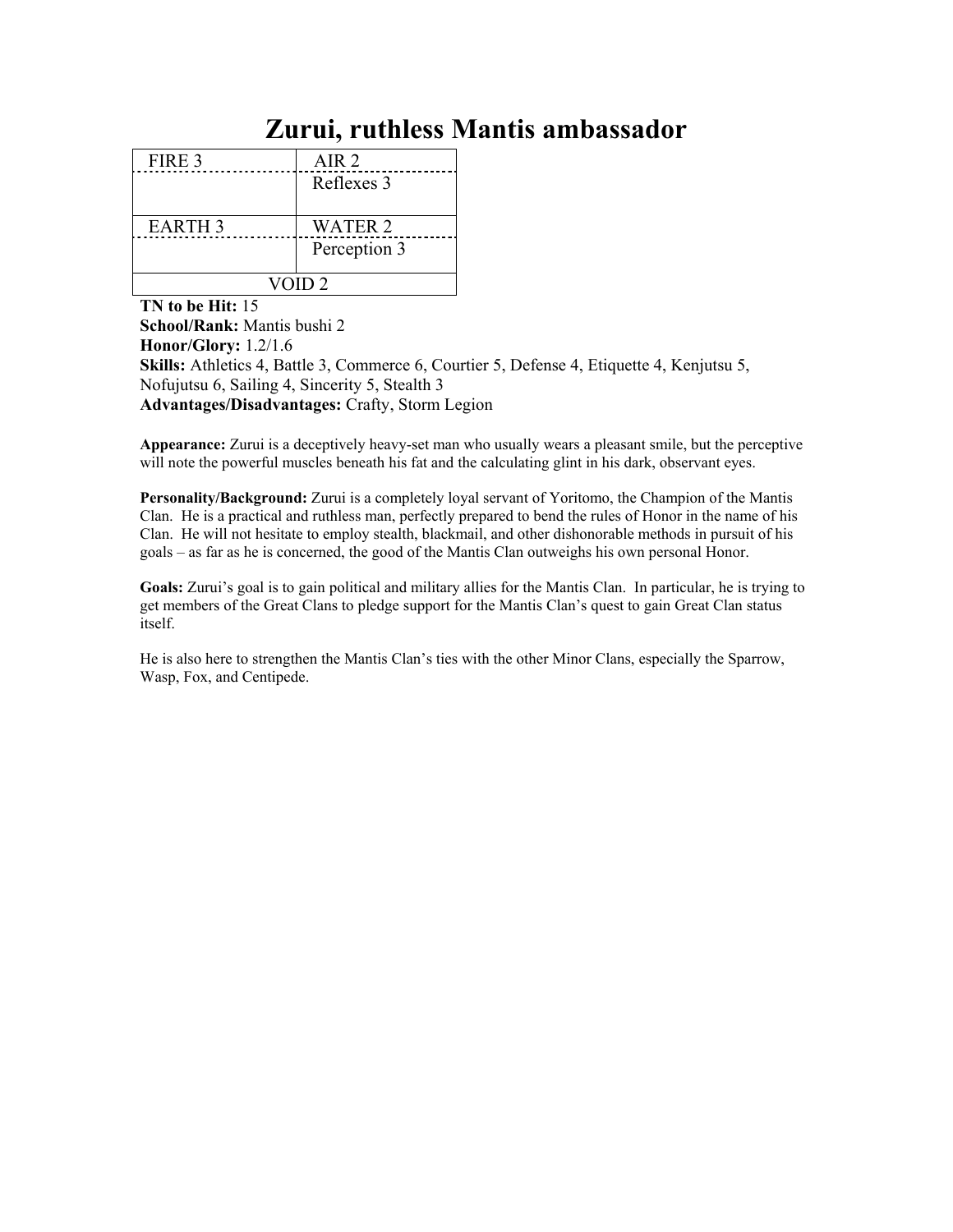# Zurui, ruthless Mantis ambassador

| FIRE 3 | AIR 2 |
|---|---|
| | Reflexes 3 |
| EARTH 3 | WATER 2 |
| | Perception 3 |
| VOID 2 | |

**TN to be Hit:** 15
**School/Rank:** Mantis bushi 2
**Honor/Glory:** 1.2/1.6
**Skills:** Athletics 4, Battle 3, Commerce 6, Courtier 5, Defense 4, Etiquette 4, Kenjutsu 5, Nofujutsu 6, Sailing 4, Sincerity 5, Stealth 3
**Advantages/Disadvantages:** Crafty, Storm Legion

**Appearance:** Zurui is a deceptively heavy-set man who usually wears a pleasant smile, but the perceptive will note the powerful muscles beneath his fat and the calculating glint in his dark, observant eyes.

**Personality/Background:** Zurui is a completely loyal servant of Yoritomo, the Champion of the Mantis Clan. He is a practical and ruthless man, perfectly prepared to bend the rules of Honor in the name of his Clan. He will not hesitate to employ stealth, blackmail, and other dishonorable methods in pursuit of his goals – as far as he is concerned, the good of the Mantis Clan outweighs his own personal Honor.

**Goals:** Zurui's goal is to gain political and military allies for the Mantis Clan. In particular, he is trying to get members of the Great Clans to pledge support for the Mantis Clan's quest to gain Great Clan status itself.

He is also here to strengthen the Mantis Clan's ties with the other Minor Clans, especially the Sparrow, Wasp, Fox, and Centipede.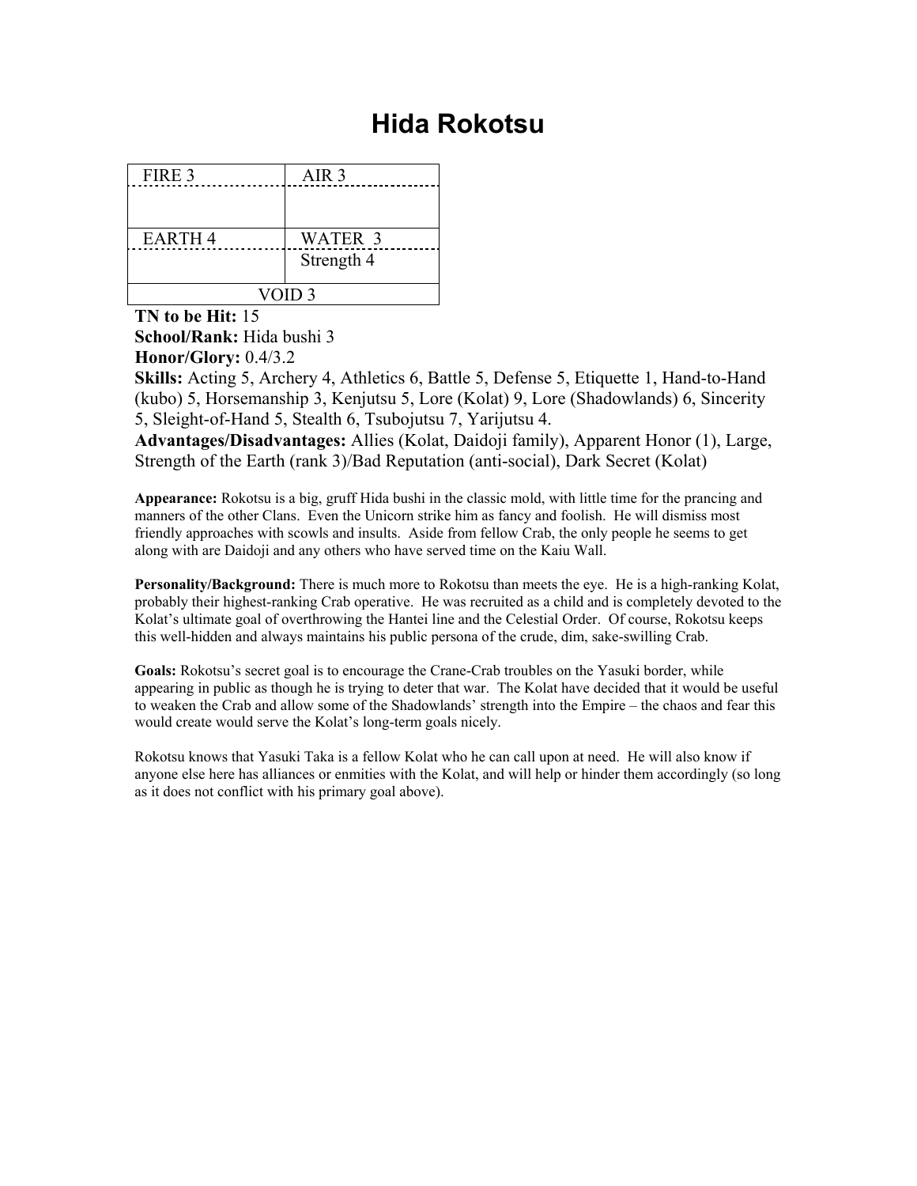# Hida Rokotsu

| FIRE 3 | AIR 3 |
|---|---|
| | |
| EARTH 4 | WATER 3 |
| | Strength 4 |
| VOID 3 | |

**TN to be Hit:** 15
**School/Rank:** Hida bushi 3
**Honor/Glory:** 0.4/3.2
**Skills:** Acting 5, Archery 4, Athletics 6, Battle 5, Defense 5, Etiquette 1, Hand-to-Hand (kubo) 5, Horsemanship 3, Kenjutsu 5, Lore (Kolat) 9, Lore (Shadowlands) 6, Sincerity 5, Sleight-of-Hand 5, Stealth 6, Tsubojutsu 7, Yarijutsu 4.
**Advantages/Disadvantages:** Allies (Kolat, Daidoji family), Apparent Honor (1), Large, Strength of the Earth (rank 3)/Bad Reputation (anti-social), Dark Secret (Kolat)

**Appearance:** Rokotsu is a big, gruff Hida bushi in the classic mold, with little time for the prancing and manners of the other Clans. Even the Unicorn strike him as fancy and foolish. He will dismiss most friendly approaches with scowls and insults. Aside from fellow Crab, the only people he seems to get along with are Daidoji and any others who have served time on the Kaiu Wall.

**Personality/Background:** There is much more to Rokotsu than meets the eye. He is a high-ranking Kolat, probably their highest-ranking Crab operative. He was recruited as a child and is completely devoted to the Kolat's ultimate goal of overthrowing the Hantei line and the Celestial Order. Of course, Rokotsu keeps this well-hidden and always maintains his public persona of the crude, dim, sake-swilling Crab.

**Goals:** Rokotsu's secret goal is to encourage the Crane-Crab troubles on the Yasuki border, while appearing in public as though he is trying to deter that war. The Kolat have decided that it would be useful to weaken the Crab and allow some of the Shadowlands' strength into the Empire – the chaos and fear this would create would serve the Kolat's long-term goals nicely.

Rokotsu knows that Yasuki Taka is a fellow Kolat who he can call upon at need. He will also know if anyone else here has alliances or enmities with the Kolat, and will help or hinder them accordingly (so long as it does not conflict with his primary goal above).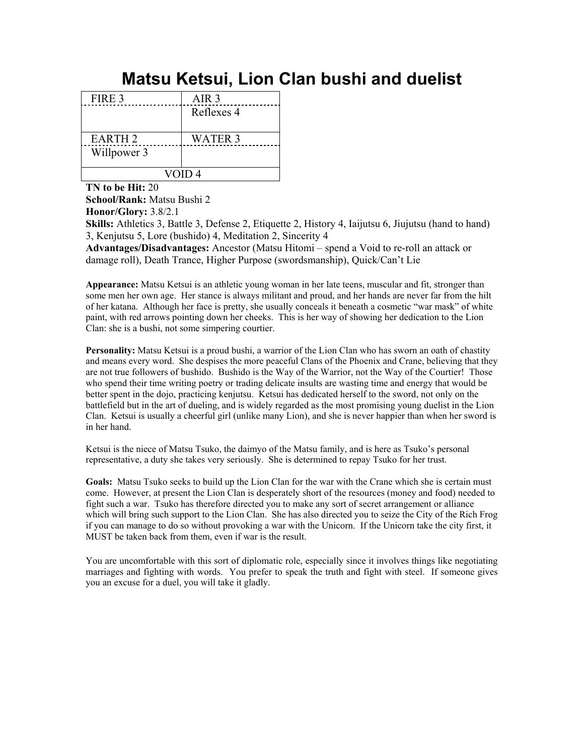# Matsu Ketsui, Lion Clan bushi and duelist

| FIRE 3 | AIR 3 |
| --- | --- |
| | Reflexes 4 |
| EARTH 2 | WATER 3 |
| Willpower 3 | |
| VOID 4 | |

**TN to be Hit:** 20
**School/Rank:** Matsu Bushi 2
**Honor/Glory:** 3.8/2.1
**Skills:** Athletics 3, Battle 3, Defense 2, Etiquette 2, History 4, Iaijutsu 6, Jiujutsu (hand to hand) 3, Kenjutsu 5, Lore (bushido) 4, Meditation 2, Sincerity 4
**Advantages/Disadvantages:** Ancestor (Matsu Hitomi – spend a Void to re-roll an attack or damage roll), Death Trance, Higher Purpose (swordsmanship), Quick/Can't Lie

**Appearance:** Matsu Ketsui is an athletic young woman in her late teens, muscular and fit, stronger than some men her own age. Her stance is always militant and proud, and her hands are never far from the hilt of her katana. Although her face is pretty, she usually conceals it beneath a cosmetic "war mask" of white paint, with red arrows pointing down her cheeks. This is her way of showing her dedication to the Lion Clan: she is a bushi, not some simpering courtier.

**Personality:** Matsu Ketsui is a proud bushi, a warrior of the Lion Clan who has sworn an oath of chastity and means every word. She despises the more peaceful Clans of the Phoenix and Crane, believing that they are not true followers of bushido. Bushido is the Way of the Warrior, not the Way of the Courtier! Those who spend their time writing poetry or trading delicate insults are wasting time and energy that would be better spent in the dojo, practicing kenjutsu. Ketsui has dedicated herself to the sword, not only on the battlefield but in the art of dueling, and is widely regarded as the most promising young duelist in the Lion Clan. Ketsui is usually a cheerful girl (unlike many Lion), and she is never happier than when her sword is in her hand.

Ketsui is the niece of Matsu Tsuko, the daimyo of the Matsu family, and is here as Tsuko's personal representative, a duty she takes very seriously. She is determined to repay Tsuko for her trust.

**Goals:** Matsu Tsuko seeks to build up the Lion Clan for the war with the Crane which she is certain must come. However, at present the Lion Clan is desperately short of the resources (money and food) needed to fight such a war. Tsuko has therefore directed you to make any sort of secret arrangement or alliance which will bring such support to the Lion Clan. She has also directed you to seize the City of the Rich Frog if you can manage to do so without provoking a war with the Unicorn. If the Unicorn take the city first, it MUST be taken back from them, even if war is the result.

You are uncomfortable with this sort of diplomatic role, especially since it involves things like negotiating marriages and fighting with words. You prefer to speak the truth and fight with steel. If someone gives you an excuse for a duel, you will take it gladly.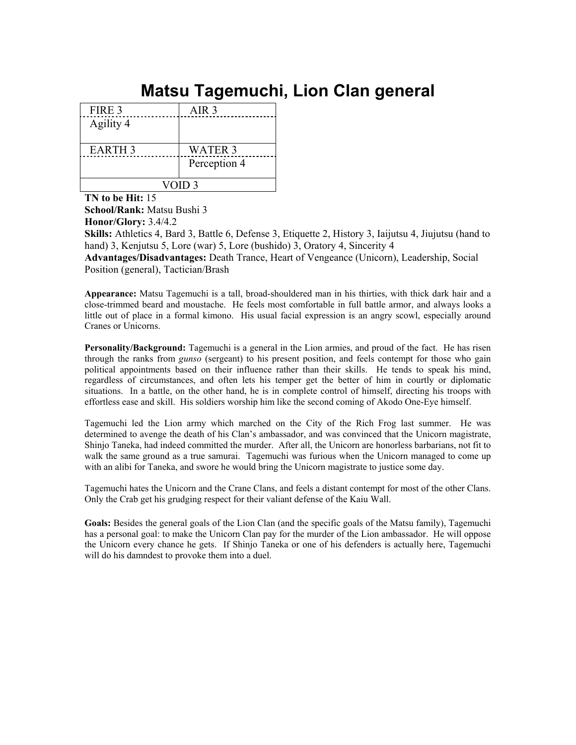# Matsu Tagemuchi, Lion Clan general

| FIRE 3 | AIR 3 |
|---|---|
| Agility 4 | |
| EARTH 3 | WATER 3 |
| | Perception 4 |
| VOID 3 | |

**TN to be Hit:** 15
**School/Rank:** Matsu Bushi 3
**Honor/Glory:** 3.4/4.2
**Skills:** Athletics 4, Bard 3, Battle 6, Defense 3, Etiquette 2, History 3, Iaijutsu 4, Jiujutsu (hand to hand) 3, Kenjutsu 5, Lore (war) 5, Lore (bushido) 3, Oratory 4, Sincerity 4
**Advantages/Disadvantages:** Death Trance, Heart of Vengeance (Unicorn), Leadership, Social Position (general), Tactician/Brash

**Appearance:** Matsu Tagemuchi is a tall, broad-shouldered man in his thirties, with thick dark hair and a close-trimmed beard and moustache. He feels most comfortable in full battle armor, and always looks a little out of place in a formal kimono. His usual facial expression is an angry scowl, especially around Cranes or Unicorns.

**Personality/Background:** Tagemuchi is a general in the Lion armies, and proud of the fact. He has risen through the ranks from *gunso* (sergeant) to his present position, and feels contempt for those who gain political appointments based on their influence rather than their skills. He tends to speak his mind, regardless of circumstances, and often lets his temper get the better of him in courtly or diplomatic situations. In a battle, on the other hand, he is in complete control of himself, directing his troops with effortless ease and skill. His soldiers worship him like the second coming of Akodo One-Eye himself.

Tagemuchi led the Lion army which marched on the City of the Rich Frog last summer. He was determined to avenge the death of his Clan's ambassador, and was convinced that the Unicorn magistrate, Shinjo Taneka, had indeed committed the murder. After all, the Unicorn are honorless barbarians, not fit to walk the same ground as a true samurai. Tagemuchi was furious when the Unicorn managed to come up with an alibi for Taneka, and swore he would bring the Unicorn magistrate to justice some day.

Tagemuchi hates the Unicorn and the Crane Clans, and feels a distant contempt for most of the other Clans. Only the Crab get his grudging respect for their valiant defense of the Kaiu Wall.

**Goals:** Besides the general goals of the Lion Clan (and the specific goals of the Matsu family), Tagemuchi has a personal goal: to make the Unicorn Clan pay for the murder of the Lion ambassador. He will oppose the Unicorn every chance he gets. If Shinjo Taneka or one of his defenders is actually here, Tagemuchi will do his damndest to provoke them into a duel.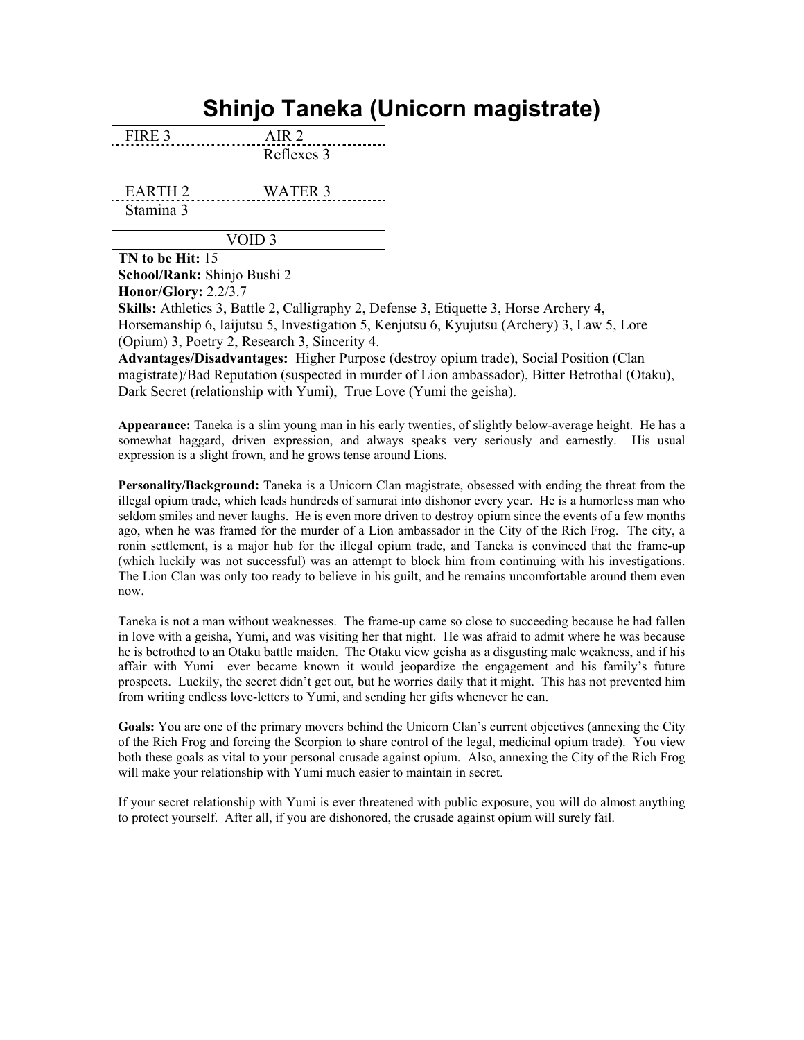# Shinjo Taneka (Unicorn magistrate)

| FIRE 3 | AIR 2 |
|---|---|
| | Reflexes 3 |
| EARTH 2 | WATER 3 |
| Stamina 3 | |
| VOID 3 | |

**TN to be Hit:** 15
**School/Rank:** Shinjo Bushi 2
**Honor/Glory:** 2.2/3.7
**Skills:** Athletics 3, Battle 2, Calligraphy 2, Defense 3, Etiquette 3, Horse Archery 4, Horsemanship 6, Iaijutsu 5, Investigation 5, Kenjutsu 6, Kyujutsu (Archery) 3, Law 5, Lore (Opium) 3, Poetry 2, Research 3, Sincerity 4.
**Advantages/Disadvantages:** Higher Purpose (destroy opium trade), Social Position (Clan magistrate)/Bad Reputation (suspected in murder of Lion ambassador), Bitter Betrothal (Otaku), Dark Secret (relationship with Yumi), True Love (Yumi the geisha).

**Appearance:** Taneka is a slim young man in his early twenties, of slightly below-average height. He has a somewhat haggard, driven expression, and always speaks very seriously and earnestly. His usual expression is a slight frown, and he grows tense around Lions.

**Personality/Background:** Taneka is a Unicorn Clan magistrate, obsessed with ending the threat from the illegal opium trade, which leads hundreds of samurai into dishonor every year. He is a humorless man who seldom smiles and never laughs. He is even more driven to destroy opium since the events of a few months ago, when he was framed for the murder of a Lion ambassador in the City of the Rich Frog. The city, a ronin settlement, is a major hub for the illegal opium trade, and Taneka is convinced that the frame-up (which luckily was not successful) was an attempt to block him from continuing with his investigations. The Lion Clan was only too ready to believe in his guilt, and he remains uncomfortable around them even now.

Taneka is not a man without weaknesses. The frame-up came so close to succeeding because he had fallen in love with a geisha, Yumi, and was visiting her that night. He was afraid to admit where he was because he is betrothed to an Otaku battle maiden. The Otaku view geisha as a disgusting male weakness, and if his affair with Yumi ever became known it would jeopardize the engagement and his family's future prospects. Luckily, the secret didn't get out, but he worries daily that it might. This has not prevented him from writing endless love-letters to Yumi, and sending her gifts whenever he can.

**Goals:** You are one of the primary movers behind the Unicorn Clan's current objectives (annexing the City of the Rich Frog and forcing the Scorpion to share control of the legal, medicinal opium trade). You view both these goals as vital to your personal crusade against opium. Also, annexing the City of the Rich Frog will make your relationship with Yumi much easier to maintain in secret.

If your secret relationship with Yumi is ever threatened with public exposure, you will do almost anything to protect yourself. After all, if you are dishonored, the crusade against opium will surely fail.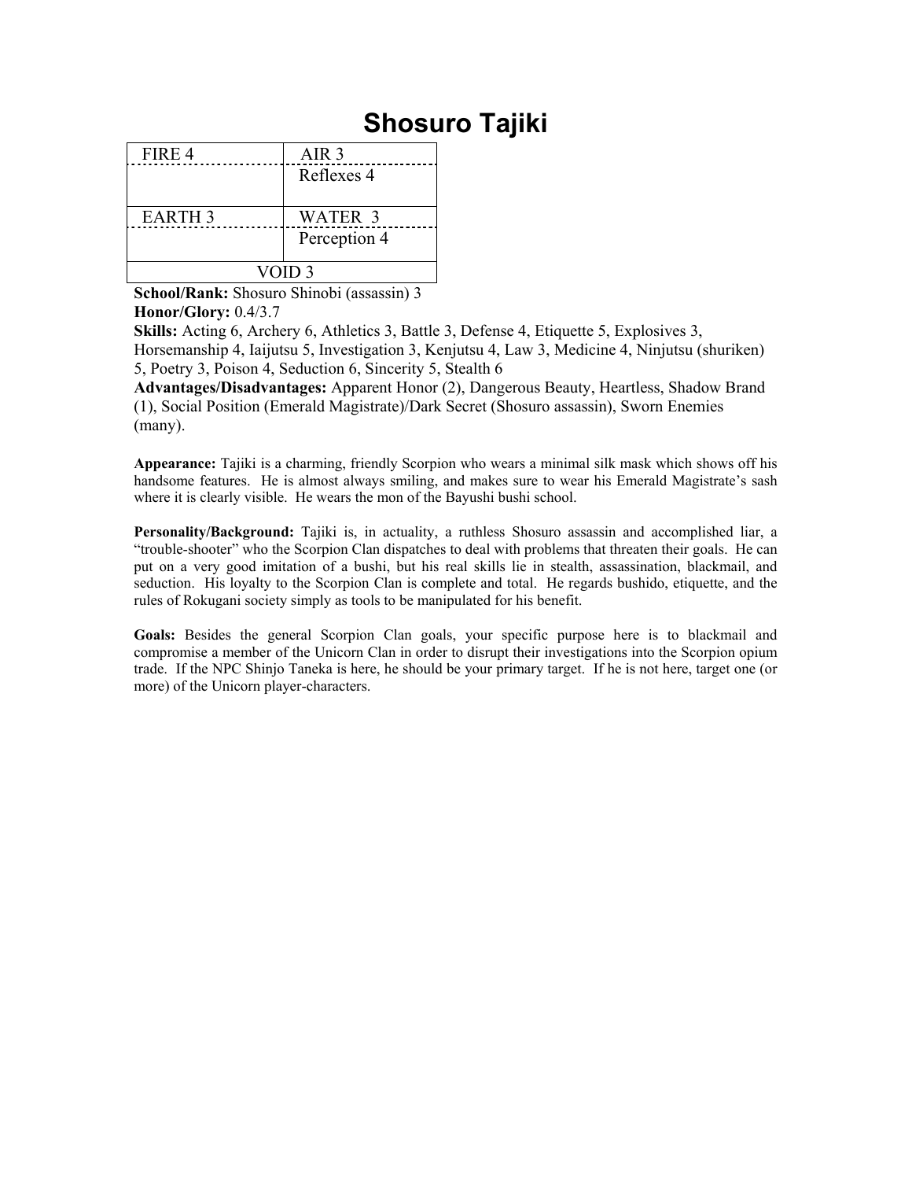# Shosuro Tajiki

| FIRE 4 | AIR 3 |
| --- | --- |
| | Reflexes 4 |
| EARTH 3 | WATER 3 |
| | Perception 4 |
| VOID 3 | |

**School/Rank:** Shosuro Shinobi (assassin) 3
**Honor/Glory:** 0.4/3.7
**Skills:** Acting 6, Archery 6, Athletics 3, Battle 3, Defense 4, Etiquette 5, Explosives 3, Horsemanship 4, Iaijutsu 5, Investigation 3, Kenjutsu 4, Law 3, Medicine 4, Ninjutsu (shuriken) 5, Poetry 3, Poison 4, Seduction 6, Sincerity 5, Stealth 6
**Advantages/Disadvantages:** Apparent Honor (2), Dangerous Beauty, Heartless, Shadow Brand (1), Social Position (Emerald Magistrate)/Dark Secret (Shosuro assassin), Sworn Enemies (many).

**Appearance:** Tajiki is a charming, friendly Scorpion who wears a minimal silk mask which shows off his handsome features. He is almost always smiling, and makes sure to wear his Emerald Magistrate's sash where it is clearly visible. He wears the mon of the Bayushi bushi school.

**Personality/Background:** Tajiki is, in actuality, a ruthless Shosuro assassin and accomplished liar, a "trouble-shooter" who the Scorpion Clan dispatches to deal with problems that threaten their goals. He can put on a very good imitation of a bushi, but his real skills lie in stealth, assassination, blackmail, and seduction. His loyalty to the Scorpion Clan is complete and total. He regards bushido, etiquette, and the rules of Rokugani society simply as tools to be manipulated for his benefit.

**Goals:** Besides the general Scorpion Clan goals, your specific purpose here is to blackmail and compromise a member of the Unicorn Clan in order to disrupt their investigations into the Scorpion opium trade. If the NPC Shinjo Taneka is here, he should be your primary target. If he is not here, target one (or more) of the Unicorn player-characters.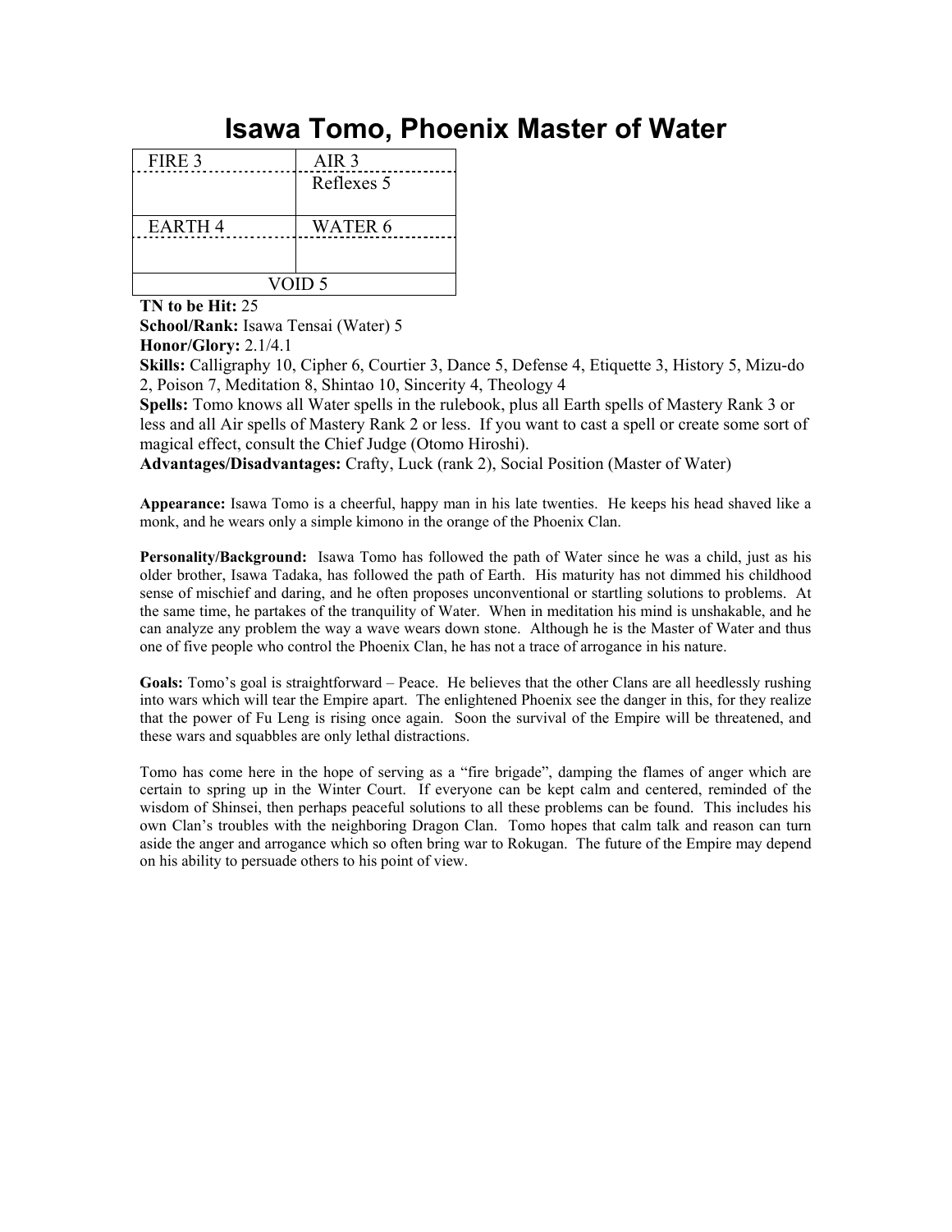# Isawa Tomo, Phoenix Master of Water

| FIRE 3 | AIR 3 |
| --- | --- |
| | Reflexes 5 |
| EARTH 4 | WATER 6 |
| | |
| VOID 5 | |

**TN to be Hit:** 25

**School/Rank:** Isawa Tensai (Water) 5

**Honor/Glory:** 2.1/4.1

**Skills:** Calligraphy 10, Cipher 6, Courtier 3, Dance 5, Defense 4, Etiquette 3, History 5, Mizu-do 2, Poison 7, Meditation 8, Shintao 10, Sincerity 4, Theology 4

**Spells:** Tomo knows all Water spells in the rulebook, plus all Earth spells of Mastery Rank 3 or less and all Air spells of Mastery Rank 2 or less. If you want to cast a spell or create some sort of magical effect, consult the Chief Judge (Otomo Hiroshi).

**Advantages/Disadvantages:** Crafty, Luck (rank 2), Social Position (Master of Water)

**Appearance:** Isawa Tomo is a cheerful, happy man in his late twenties. He keeps his head shaved like a monk, and he wears only a simple kimono in the orange of the Phoenix Clan.

**Personality/Background:** Isawa Tomo has followed the path of Water since he was a child, just as his older brother, Isawa Tadaka, has followed the path of Earth. His maturity has not dimmed his childhood sense of mischief and daring, and he often proposes unconventional or startling solutions to problems. At the same time, he partakes of the tranquility of Water. When in meditation his mind is unshakable, and he can analyze any problem the way a wave wears down stone. Although he is the Master of Water and thus one of five people who control the Phoenix Clan, he has not a trace of arrogance in his nature.

**Goals:** Tomo's goal is straightforward – Peace. He believes that the other Clans are all heedlessly rushing into wars which will tear the Empire apart. The enlightened Phoenix see the danger in this, for they realize that the power of Fu Leng is rising once again. Soon the survival of the Empire will be threatened, and these wars and squabbles are only lethal distractions.

Tomo has come here in the hope of serving as a "fire brigade", damping the flames of anger which are certain to spring up in the Winter Court. If everyone can be kept calm and centered, reminded of the wisdom of Shinsei, then perhaps peaceful solutions to all these problems can be found. This includes his own Clan's troubles with the neighboring Dragon Clan. Tomo hopes that calm talk and reason can turn aside the anger and arrogance which so often bring war to Rokugan. The future of the Empire may depend on his ability to persuade others to his point of view.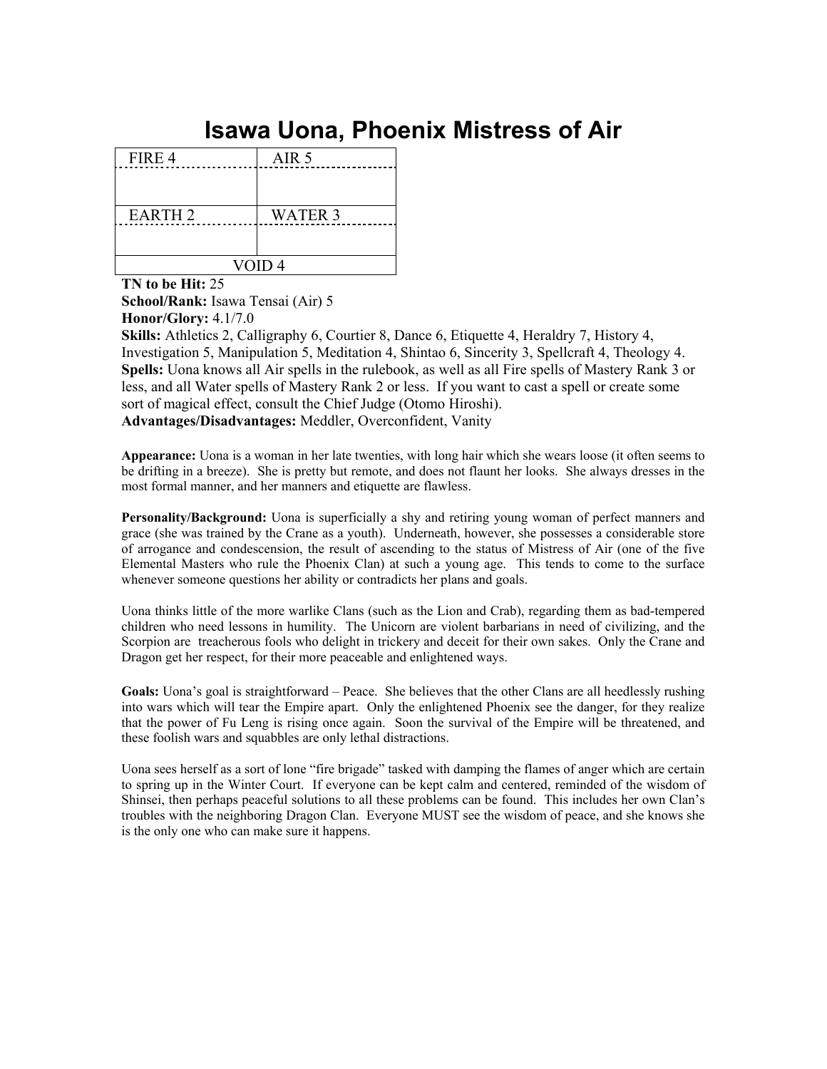# Isawa Uona, Phoenix Mistress of Air

| FIRE 4 | AIR 5 |
|---|---|
| | |
| EARTH 2 | WATER 3 |
| | |
| VOID 4 | |

**TN to be Hit:** 25
**School/Rank:** Isawa Tensai (Air) 5
**Honor/Glory:** 4.1/7.0
**Skills:** Athletics 2, Calligraphy 6, Courtier 8, Dance 6, Etiquette 4, Heraldry 7, History 4, Investigation 5, Manipulation 5, Meditation 4, Shintao 6, Sincerity 3, Spellcraft 4, Theology 4.
**Spells:** Uona knows all Air spells in the rulebook, as well as all Fire spells of Mastery Rank 3 or less, and all Water spells of Mastery Rank 2 or less. If you want to cast a spell or create some sort of magical effect, consult the Chief Judge (Otomo Hiroshi).
**Advantages/Disadvantages:** Meddler, Overconfident, Vanity

**Appearance:** Uona is a woman in her late twenties, with long hair which she wears loose (it often seems to be drifting in a breeze). She is pretty but remote, and does not flaunt her looks. She always dresses in the most formal manner, and her manners and etiquette are flawless.

**Personality/Background:** Uona is superficially a shy and retiring young woman of perfect manners and grace (she was trained by the Crane as a youth). Underneath, however, she possesses a considerable store of arrogance and condescension, the result of ascending to the status of Mistress of Air (one of the five Elemental Masters who rule the Phoenix Clan) at such a young age. This tends to come to the surface whenever someone questions her ability or contradicts her plans and goals.

Uona thinks little of the more warlike Clans (such as the Lion and Crab), regarding them as bad-tempered children who need lessons in humility. The Unicorn are violent barbarians in need of civilizing, and the Scorpion are treacherous fools who delight in trickery and deceit for their own sakes. Only the Crane and Dragon get her respect, for their more peaceable and enlightened ways.

**Goals:** Uona's goal is straightforward – Peace. She believes that the other Clans are all heedlessly rushing into wars which will tear the Empire apart. Only the enlightened Phoenix see the danger, for they realize that the power of Fu Leng is rising once again. Soon the survival of the Empire will be threatened, and these foolish wars and squabbles are only lethal distractions.

Uona sees herself as a sort of lone "fire brigade" tasked with damping the flames of anger which are certain to spring up in the Winter Court. If everyone can be kept calm and centered, reminded of the wisdom of Shinsei, then perhaps peaceful solutions to all these problems can be found. This includes her own Clan's troubles with the neighboring Dragon Clan. Everyone MUST see the wisdom of peace, and she knows she is the only one who can make sure it happens.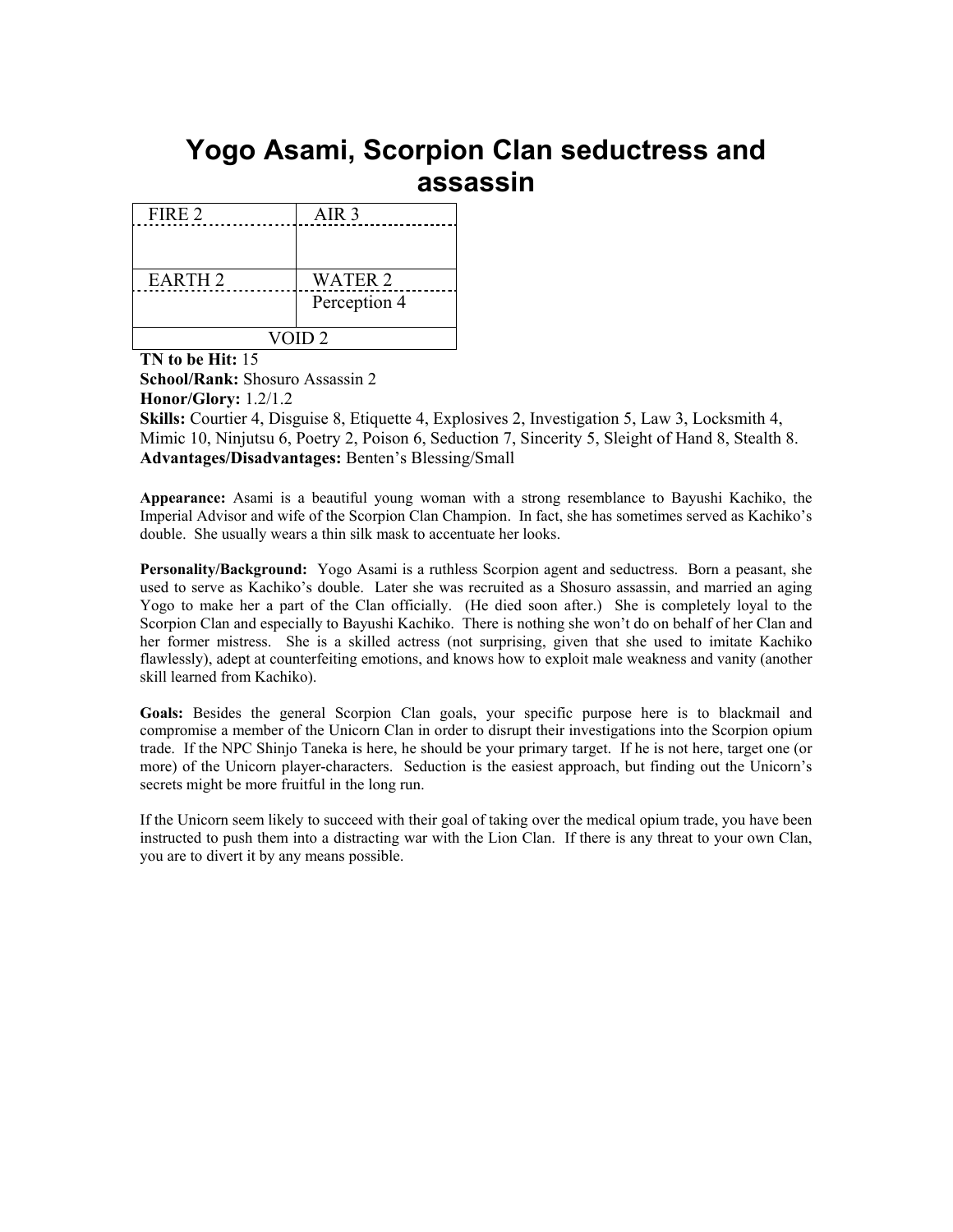# Yogo Asami, Scorpion Clan seductress and assassin

| FIRE 2 | AIR 3 |
|---|---|
| | |
| EARTH 2 | WATER 2 |
| | Perception 4 |
| VOID 2 | |

**TN to be Hit:** 15
**School/Rank:** Shosuro Assassin 2
**Honor/Glory:** 1.2/1.2
**Skills:** Courtier 4, Disguise 8, Etiquette 4, Explosives 2, Investigation 5, Law 3, Locksmith 4, Mimic 10, Ninjutsu 6, Poetry 2, Poison 6, Seduction 7, Sincerity 5, Sleight of Hand 8, Stealth 8.
**Advantages/Disadvantages:** Benten's Blessing/Small

**Appearance:** Asami is a beautiful young woman with a strong resemblance to Bayushi Kachiko, the Imperial Advisor and wife of the Scorpion Clan Champion. In fact, she has sometimes served as Kachiko's double. She usually wears a thin silk mask to accentuate her looks.

**Personality/Background:** Yogo Asami is a ruthless Scorpion agent and seductress. Born a peasant, she used to serve as Kachiko's double. Later she was recruited as a Shosuro assassin, and married an aging Yogo to make her a part of the Clan officially. (He died soon after.) She is completely loyal to the Scorpion Clan and especially to Bayushi Kachiko. There is nothing she won't do on behalf of her Clan and her former mistress. She is a skilled actress (not surprising, given that she used to imitate Kachiko flawlessly), adept at counterfeiting emotions, and knows how to exploit male weakness and vanity (another skill learned from Kachiko).

**Goals:** Besides the general Scorpion Clan goals, your specific purpose here is to blackmail and compromise a member of the Unicorn Clan in order to disrupt their investigations into the Scorpion opium trade. If the NPC Shinjo Taneka is here, he should be your primary target. If he is not here, target one (or more) of the Unicorn player-characters. Seduction is the easiest approach, but finding out the Unicorn's secrets might be more fruitful in the long run.

If the Unicorn seem likely to succeed with their goal of taking over the medical opium trade, you have been instructed to push them into a distracting war with the Lion Clan. If there is any threat to your own Clan, you are to divert it by any means possible.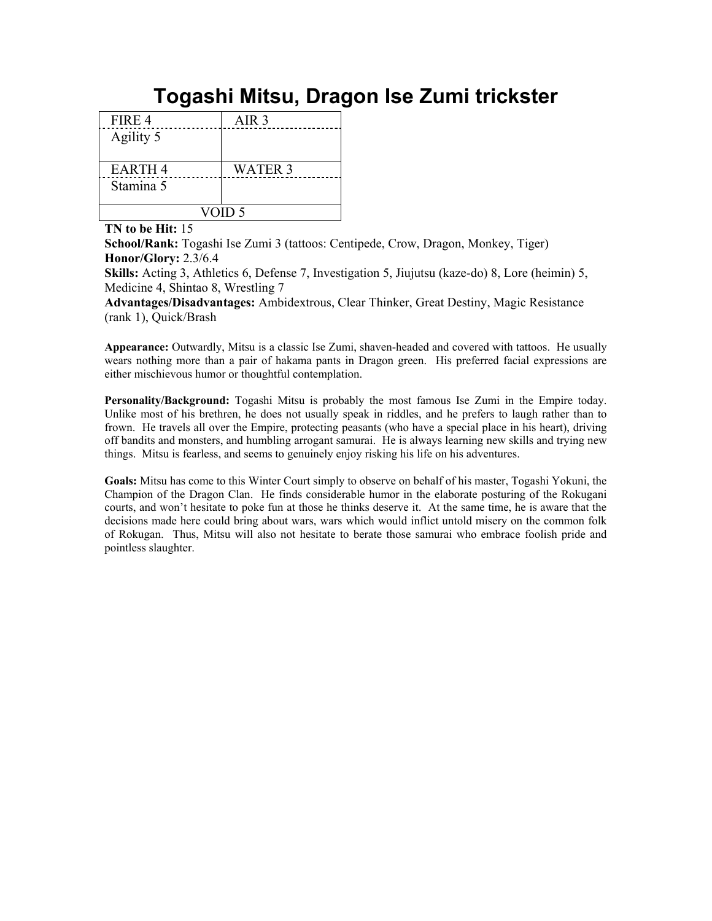# Togashi Mitsu, Dragon Ise Zumi trickster

| FIRE 4 | AIR 3 |
|---|---|
| Agility 5 | |
| EARTH 4 | WATER 3 |
| Stamina 5 | |
| VOID 5 | |

**TN to be Hit:** 15

**School/Rank:** Togashi Ise Zumi 3 (tattoos: Centipede, Crow, Dragon, Monkey, Tiger)

**Honor/Glory:** 2.3/6.4

**Skills:** Acting 3, Athletics 6, Defense 7, Investigation 5, Jiujutsu (kaze-do) 8, Lore (heimin) 5, Medicine 4, Shintao 8, Wrestling 7

**Advantages/Disadvantages:** Ambidextrous, Clear Thinker, Great Destiny, Magic Resistance (rank 1), Quick/Brash

**Appearance:** Outwardly, Mitsu is a classic Ise Zumi, shaven-headed and covered with tattoos. He usually wears nothing more than a pair of hakama pants in Dragon green. His preferred facial expressions are either mischievous humor or thoughtful contemplation.

**Personality/Background:** Togashi Mitsu is probably the most famous Ise Zumi in the Empire today. Unlike most of his brethren, he does not usually speak in riddles, and he prefers to laugh rather than to frown. He travels all over the Empire, protecting peasants (who have a special place in his heart), driving off bandits and monsters, and humbling arrogant samurai. He is always learning new skills and trying new things. Mitsu is fearless, and seems to genuinely enjoy risking his life on his adventures.

**Goals:** Mitsu has come to this Winter Court simply to observe on behalf of his master, Togashi Yokuni, the Champion of the Dragon Clan. He finds considerable humor in the elaborate posturing of the Rokugani courts, and won't hesitate to poke fun at those he thinks deserve it. At the same time, he is aware that the decisions made here could bring about wars, wars which would inflict untold misery on the common folk of Rokugan. Thus, Mitsu will also not hesitate to berate those samurai who embrace foolish pride and pointless slaughter.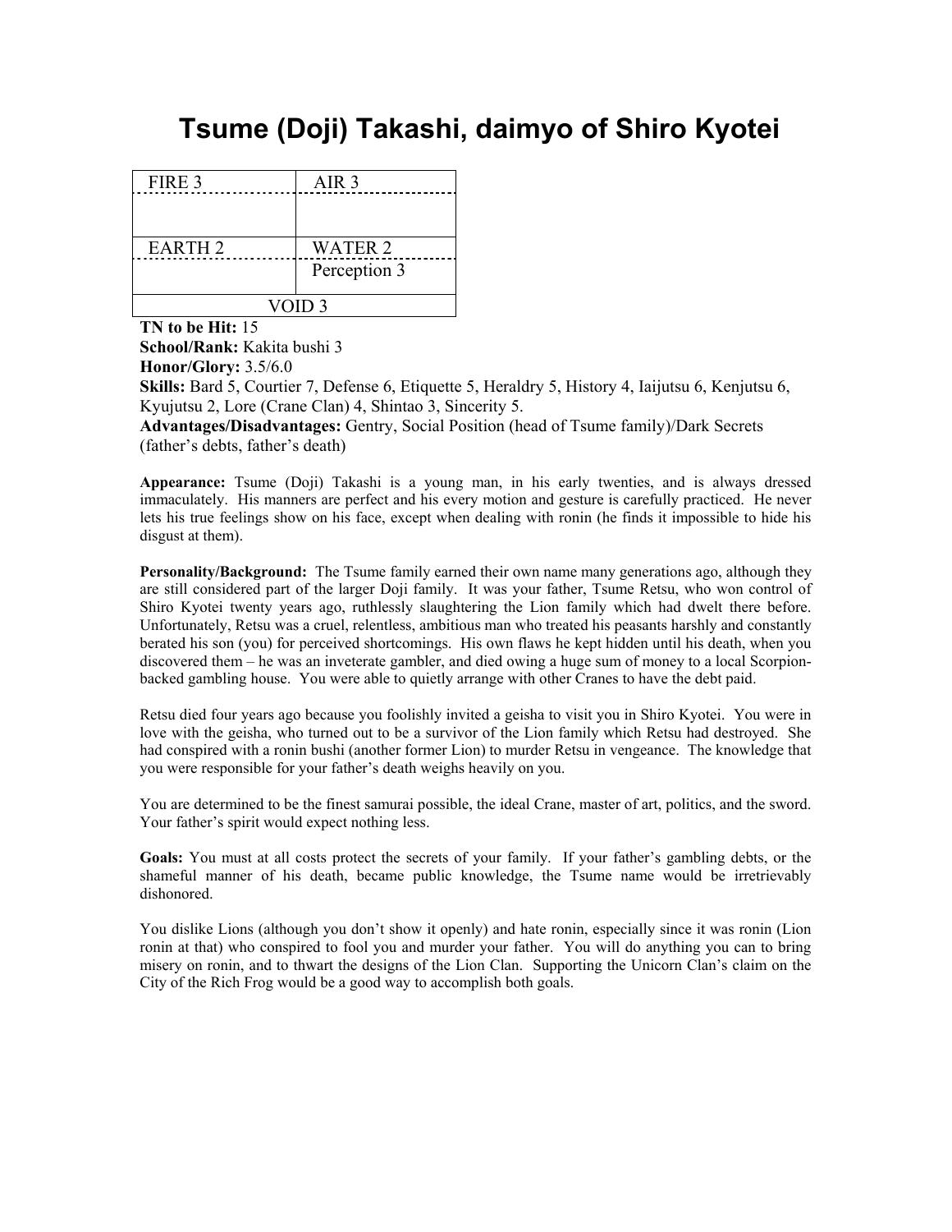# Tsume (Doji) Takashi, daimyo of Shiro Kyotei

| FIRE 3 | AIR 3 |
|---|---|
| | |
| EARTH 2 | WATER 2 |
| | Perception 3 |
| VOID 3 | |

**TN to be Hit:** 15
**School/Rank:** Kakita bushi 3
**Honor/Glory:** 3.5/6.0
**Skills:** Bard 5, Courtier 7, Defense 6, Etiquette 5, Heraldry 5, History 4, Iaijutsu 6, Kenjutsu 6, Kyujutsu 2, Lore (Crane Clan) 4, Shintao 3, Sincerity 5.
**Advantages/Disadvantages:** Gentry, Social Position (head of Tsume family)/Dark Secrets (father's debts, father's death)

**Appearance:** Tsume (Doji) Takashi is a young man, in his early twenties, and is always dressed immaculately. His manners are perfect and his every motion and gesture is carefully practiced. He never lets his true feelings show on his face, except when dealing with ronin (he finds it impossible to hide his disgust at them).

**Personality/Background:** The Tsume family earned their own name many generations ago, although they are still considered part of the larger Doji family. It was your father, Tsume Retsu, who won control of Shiro Kyotei twenty years ago, ruthlessly slaughtering the Lion family which had dwelt there before. Unfortunately, Retsu was a cruel, relentless, ambitious man who treated his peasants harshly and constantly berated his son (you) for perceived shortcomings. His own flaws he kept hidden until his death, when you discovered them – he was an inveterate gambler, and died owing a huge sum of money to a local Scorpion-backed gambling house. You were able to quietly arrange with other Cranes to have the debt paid.

Retsu died four years ago because you foolishly invited a geisha to visit you in Shiro Kyotei. You were in love with the geisha, who turned out to be a survivor of the Lion family which Retsu had destroyed. She had conspired with a ronin bushi (another former Lion) to murder Retsu in vengeance. The knowledge that you were responsible for your father's death weighs heavily on you.

You are determined to be the finest samurai possible, the ideal Crane, master of art, politics, and the sword. Your father's spirit would expect nothing less.

**Goals:** You must at all costs protect the secrets of your family. If your father's gambling debts, or the shameful manner of his death, became public knowledge, the Tsume name would be irretrievably dishonored.

You dislike Lions (although you don't show it openly) and hate ronin, especially since it was ronin (Lion ronin at that) who conspired to fool you and murder your father. You will do anything you can to bring misery on ronin, and to thwart the designs of the Lion Clan. Supporting the Unicorn Clan's claim on the City of the Rich Frog would be a good way to accomplish both goals.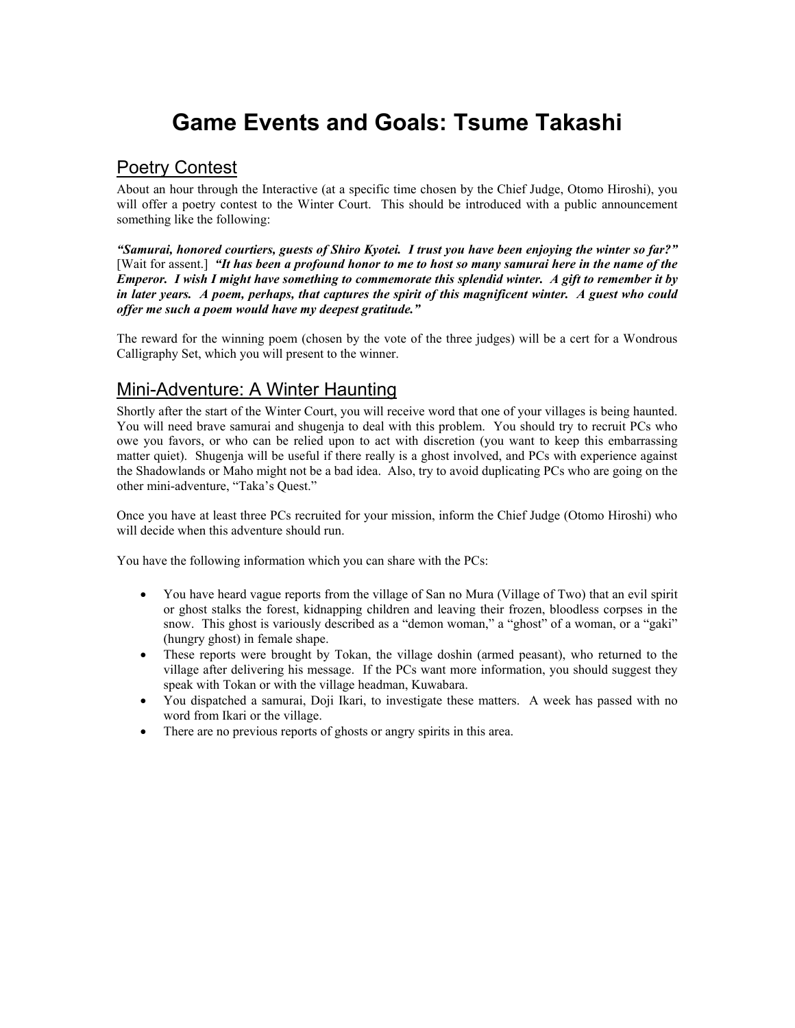# Game Events and Goals: Tsume Takashi

## Poetry Contest

About an hour through the Interactive (at a specific time chosen by the Chief Judge, Otomo Hiroshi), you will offer a poetry contest to the Winter Court. This should be introduced with a public announcement something like the following:

***"Samurai, honored courtiers, guests of Shiro Kyotei. I trust you have been enjoying the winter so far?"*** [Wait for assent.] ***"It has been a profound honor to me to host so many samurai here in the name of the Emperor. I wish I might have something to commemorate this splendid winter. A gift to remember it by in later years. A poem, perhaps, that captures the spirit of this magnificent winter. A guest who could offer me such a poem would have my deepest gratitude."***

The reward for the winning poem (chosen by the vote of the three judges) will be a cert for a Wondrous Calligraphy Set, which you will present to the winner.

## Mini-Adventure: A Winter Haunting

Shortly after the start of the Winter Court, you will receive word that one of your villages is being haunted. You will need brave samurai and shugenja to deal with this problem. You should try to recruit PCs who owe you favors, or who can be relied upon to act with discretion (you want to keep this embarrassing matter quiet). Shugenja will be useful if there really is a ghost involved, and PCs with experience against the Shadowlands or Maho might not be a bad idea. Also, try to avoid duplicating PCs who are going on the other mini-adventure, "Taka's Quest."

Once you have at least three PCs recruited for your mission, inform the Chief Judge (Otomo Hiroshi) who will decide when this adventure should run.

You have the following information which you can share with the PCs:

- You have heard vague reports from the village of San no Mura (Village of Two) that an evil spirit or ghost stalks the forest, kidnapping children and leaving their frozen, bloodless corpses in the snow. This ghost is variously described as a "demon woman," a "ghost" of a woman, or a "gaki" (hungry ghost) in female shape.
- These reports were brought by Tokan, the village doshin (armed peasant), who returned to the village after delivering his message. If the PCs want more information, you should suggest they speak with Tokan or with the village headman, Kuwabara.
- You dispatched a samurai, Doji Ikari, to investigate these matters. A week has passed with no word from Ikari or the village.
- There are no previous reports of ghosts or angry spirits in this area.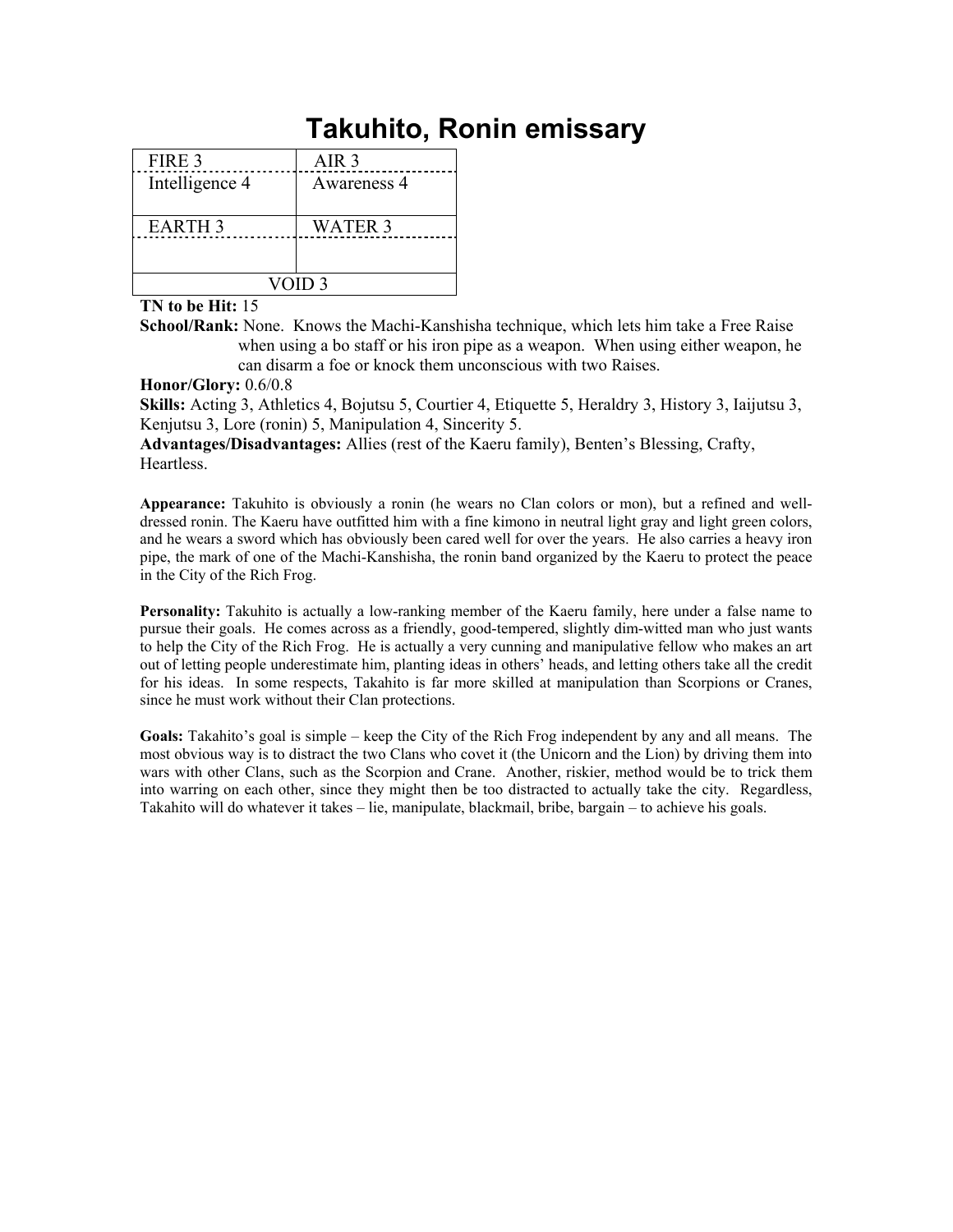# Takuhito, Ronin emissary

| FIRE 3 | AIR 3 |
| --- | --- |
| Intelligence 4 | Awareness 4 |
| EARTH 3 | WATER 3 |
| | |
| VOID 3 | |

**TN to be Hit:** 15

**School/Rank:** None. Knows the Machi-Kanshisha technique, which lets him take a Free Raise when using a bo staff or his iron pipe as a weapon. When using either weapon, he can disarm a foe or knock them unconscious with two Raises.

**Honor/Glory:** 0.6/0.8

**Skills:** Acting 3, Athletics 4, Bojutsu 5, Courtier 4, Etiquette 5, Heraldry 3, History 3, Iaijutsu 3, Kenjutsu 3, Lore (ronin) 5, Manipulation 4, Sincerity 5.

**Advantages/Disadvantages:** Allies (rest of the Kaeru family), Benten's Blessing, Crafty, Heartless.

**Appearance:** Takuhito is obviously a ronin (he wears no Clan colors or mon), but a refined and well-dressed ronin. The Kaeru have outfitted him with a fine kimono in neutral light gray and light green colors, and he wears a sword which has obviously been cared well for over the years. He also carries a heavy iron pipe, the mark of one of the Machi-Kanshisha, the ronin band organized by the Kaeru to protect the peace in the City of the Rich Frog.

**Personality:** Takuhito is actually a low-ranking member of the Kaeru family, here under a false name to pursue their goals. He comes across as a friendly, good-tempered, slightly dim-witted man who just wants to help the City of the Rich Frog. He is actually a very cunning and manipulative fellow who makes an art out of letting people underestimate him, planting ideas in others' heads, and letting others take all the credit for his ideas. In some respects, Takahito is far more skilled at manipulation than Scorpions or Cranes, since he must work without their Clan protections.

**Goals:** Takahito's goal is simple – keep the City of the Rich Frog independent by any and all means. The most obvious way is to distract the two Clans who covet it (the Unicorn and the Lion) by driving them into wars with other Clans, such as the Scorpion and Crane. Another, riskier, method would be to trick them into warring on each other, since they might then be too distracted to actually take the city. Regardless, Takahito will do whatever it takes – lie, manipulate, blackmail, bribe, bargain – to achieve his goals.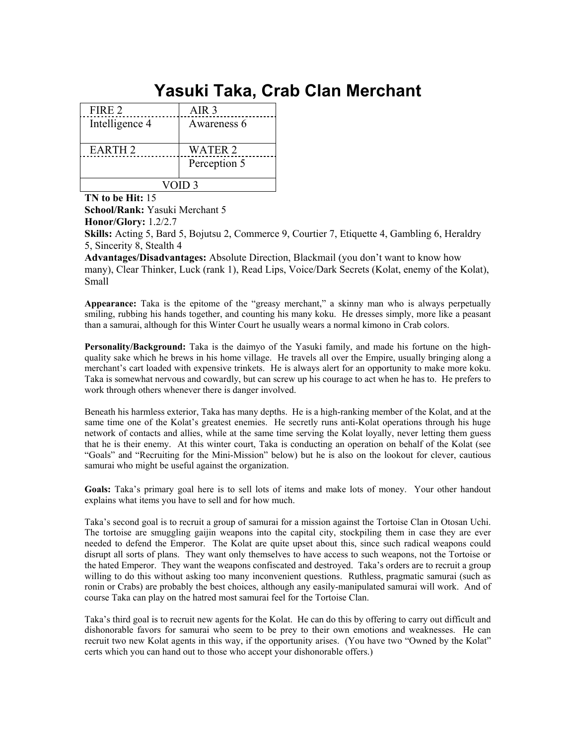# Yasuki Taka, Crab Clan Merchant

| FIRE 2 | AIR 3 |
|---|---|
| Intelligence 4 | Awareness 6 |
| EARTH 2 | WATER 2 |
| | Perception 5 |
| VOID 3 | |

**TN to be Hit:** 15
**School/Rank:** Yasuki Merchant 5
**Honor/Glory:** 1.2/2.7
**Skills:** Acting 5, Bard 5, Bojutsu 2, Commerce 9, Courtier 7, Etiquette 4, Gambling 6, Heraldry 5, Sincerity 8, Stealth 4
**Advantages/Disadvantages:** Absolute Direction, Blackmail (you don't want to know how many), Clear Thinker, Luck (rank 1), Read Lips, Voice/Dark Secrets (Kolat, enemy of the Kolat), Small

**Appearance:** Taka is the epitome of the "greasy merchant," a skinny man who is always perpetually smiling, rubbing his hands together, and counting his many koku. He dresses simply, more like a peasant than a samurai, although for this Winter Court he usually wears a normal kimono in Crab colors.

**Personality/Background:** Taka is the daimyo of the Yasuki family, and made his fortune on the high-quality sake which he brews in his home village. He travels all over the Empire, usually bringing along a merchant's cart loaded with expensive trinkets. He is always alert for an opportunity to make more koku. Taka is somewhat nervous and cowardly, but can screw up his courage to act when he has to. He prefers to work through others whenever there is danger involved.

Beneath his harmless exterior, Taka has many depths. He is a high-ranking member of the Kolat, and at the same time one of the Kolat's greatest enemies. He secretly runs anti-Kolat operations through his huge network of contacts and allies, while at the same time serving the Kolat loyally, never letting them guess that he is their enemy. At this winter court, Taka is conducting an operation on behalf of the Kolat (see "Goals" and "Recruiting for the Mini-Mission" below) but he is also on the lookout for clever, cautious samurai who might be useful against the organization.

**Goals:** Taka's primary goal here is to sell lots of items and make lots of money. Your other handout explains what items you have to sell and for how much.

Taka's second goal is to recruit a group of samurai for a mission against the Tortoise Clan in Otosan Uchi. The tortoise are smuggling gaijin weapons into the capital city, stockpiling them in case they are ever needed to defend the Emperor. The Kolat are quite upset about this, since such radical weapons could disrupt all sorts of plans. They want only themselves to have access to such weapons, not the Tortoise or the hated Emperor. They want the weapons confiscated and destroyed. Taka's orders are to recruit a group willing to do this without asking too many inconvenient questions. Ruthless, pragmatic samurai (such as ronin or Crabs) are probably the best choices, although any easily-manipulated samurai will work. And of course Taka can play on the hatred most samurai feel for the Tortoise Clan.

Taka's third goal is to recruit new agents for the Kolat. He can do this by offering to carry out difficult and dishonorable favors for samurai who seem to be prey to their own emotions and weaknesses. He can recruit two new Kolat agents in this way, if the opportunity arises. (You have two "Owned by the Kolat" certs which you can hand out to those who accept your dishonorable offers.)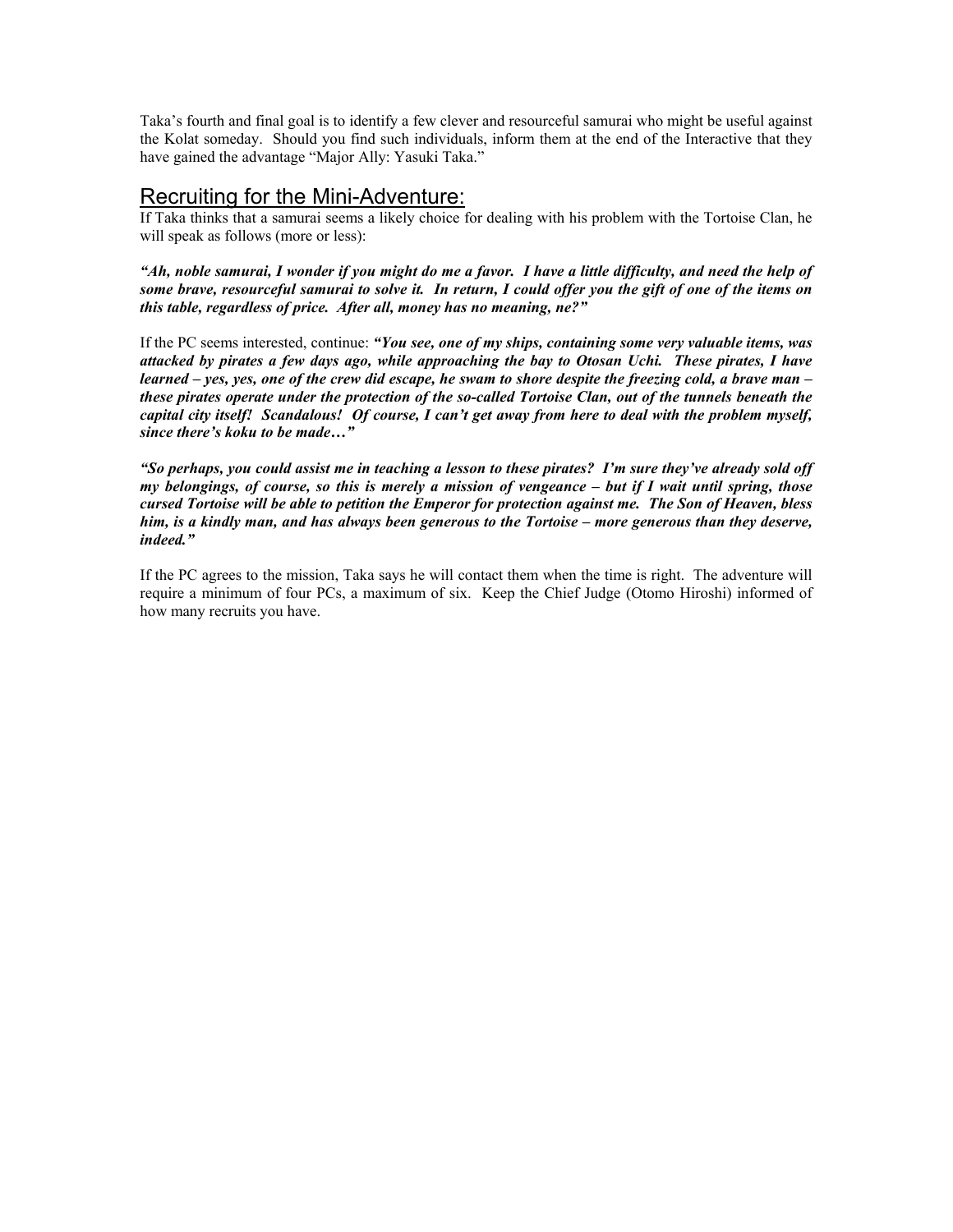Taka's fourth and final goal is to identify a few clever and resourceful samurai who might be useful against the Kolat someday. Should you find such individuals, inform them at the end of the Interactive that they have gained the advantage "Major Ally: Yasuki Taka."

## Recruiting for the Mini-Adventure:

If Taka thinks that a samurai seems a likely choice for dealing with his problem with the Tortoise Clan, he will speak as follows (more or less):

***"Ah, noble samurai, I wonder if you might do me a favor. I have a little difficulty, and need the help of some brave, resourceful samurai to solve it. In return, I could offer you the gift of one of the items on this table, regardless of price. After all, money has no meaning, ne?"***

If the PC seems interested, continue: ***"You see, one of my ships, containing some very valuable items, was attacked by pirates a few days ago, while approaching the bay to Otosan Uchi. These pirates, I have learned – yes, yes, one of the crew did escape, he swam to shore despite the freezing cold, a brave man – these pirates operate under the protection of the so-called Tortoise Clan, out of the tunnels beneath the capital city itself! Scandalous! Of course, I can't get away from here to deal with the problem myself, since there's koku to be made…"***

***"So perhaps, you could assist me in teaching a lesson to these pirates? I'm sure they've already sold off my belongings, of course, so this is merely a mission of vengeance – but if I wait until spring, those cursed Tortoise will be able to petition the Emperor for protection against me. The Son of Heaven, bless him, is a kindly man, and has always been generous to the Tortoise – more generous than they deserve, indeed."***

If the PC agrees to the mission, Taka says he will contact them when the time is right. The adventure will require a minimum of four PCs, a maximum of six. Keep the Chief Judge (Otomo Hiroshi) informed of how many recruits you have.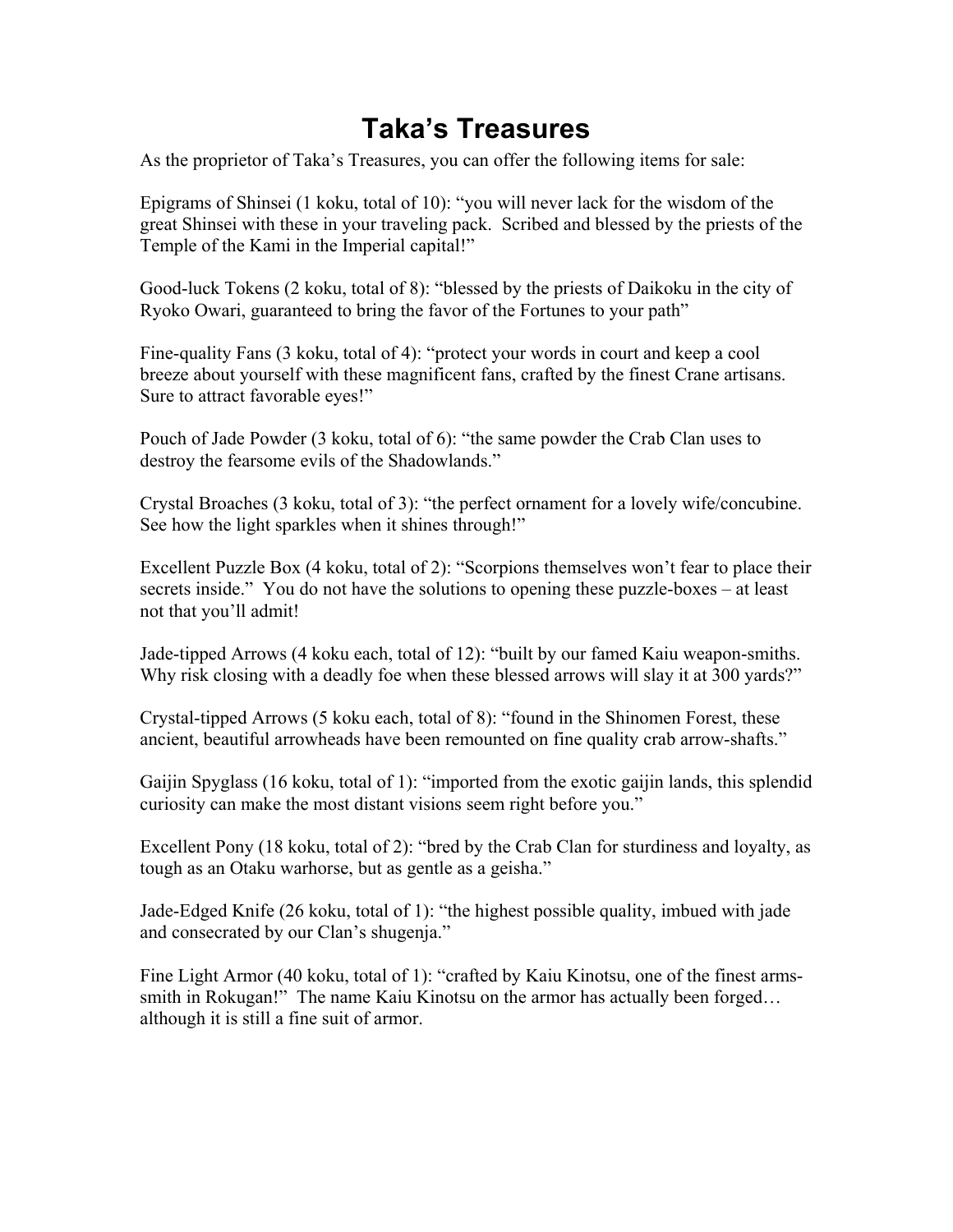# Taka's Treasures

As the proprietor of Taka's Treasures, you can offer the following items for sale:

Epigrams of Shinsei (1 koku, total of 10): "you will never lack for the wisdom of the great Shinsei with these in your traveling pack. Scribed and blessed by the priests of the Temple of the Kami in the Imperial capital!"

Good-luck Tokens (2 koku, total of 8): "blessed by the priests of Daikoku in the city of Ryoko Owari, guaranteed to bring the favor of the Fortunes to your path"

Fine-quality Fans (3 koku, total of 4): "protect your words in court and keep a cool breeze about yourself with these magnificent fans, crafted by the finest Crane artisans. Sure to attract favorable eyes!"

Pouch of Jade Powder (3 koku, total of 6): "the same powder the Crab Clan uses to destroy the fearsome evils of the Shadowlands."

Crystal Broaches (3 koku, total of 3): "the perfect ornament for a lovely wife/concubine. See how the light sparkles when it shines through!"

Excellent Puzzle Box (4 koku, total of 2): "Scorpions themselves won't fear to place their secrets inside." You do not have the solutions to opening these puzzle-boxes – at least not that you'll admit!

Jade-tipped Arrows (4 koku each, total of 12): "built by our famed Kaiu weapon-smiths. Why risk closing with a deadly foe when these blessed arrows will slay it at 300 yards?"

Crystal-tipped Arrows (5 koku each, total of 8): "found in the Shinomen Forest, these ancient, beautiful arrowheads have been remounted on fine quality crab arrow-shafts."

Gaijin Spyglass (16 koku, total of 1): "imported from the exotic gaijin lands, this splendid curiosity can make the most distant visions seem right before you."

Excellent Pony (18 koku, total of 2): "bred by the Crab Clan for sturdiness and loyalty, as tough as an Otaku warhorse, but as gentle as a geisha."

Jade-Edged Knife (26 koku, total of 1): "the highest possible quality, imbued with jade and consecrated by our Clan's shugenja."

Fine Light Armor (40 koku, total of 1): "crafted by Kaiu Kinotsu, one of the finest arms-smith in Rokugan!" The name Kaiu Kinotsu on the armor has actually been forged… although it is still a fine suit of armor.